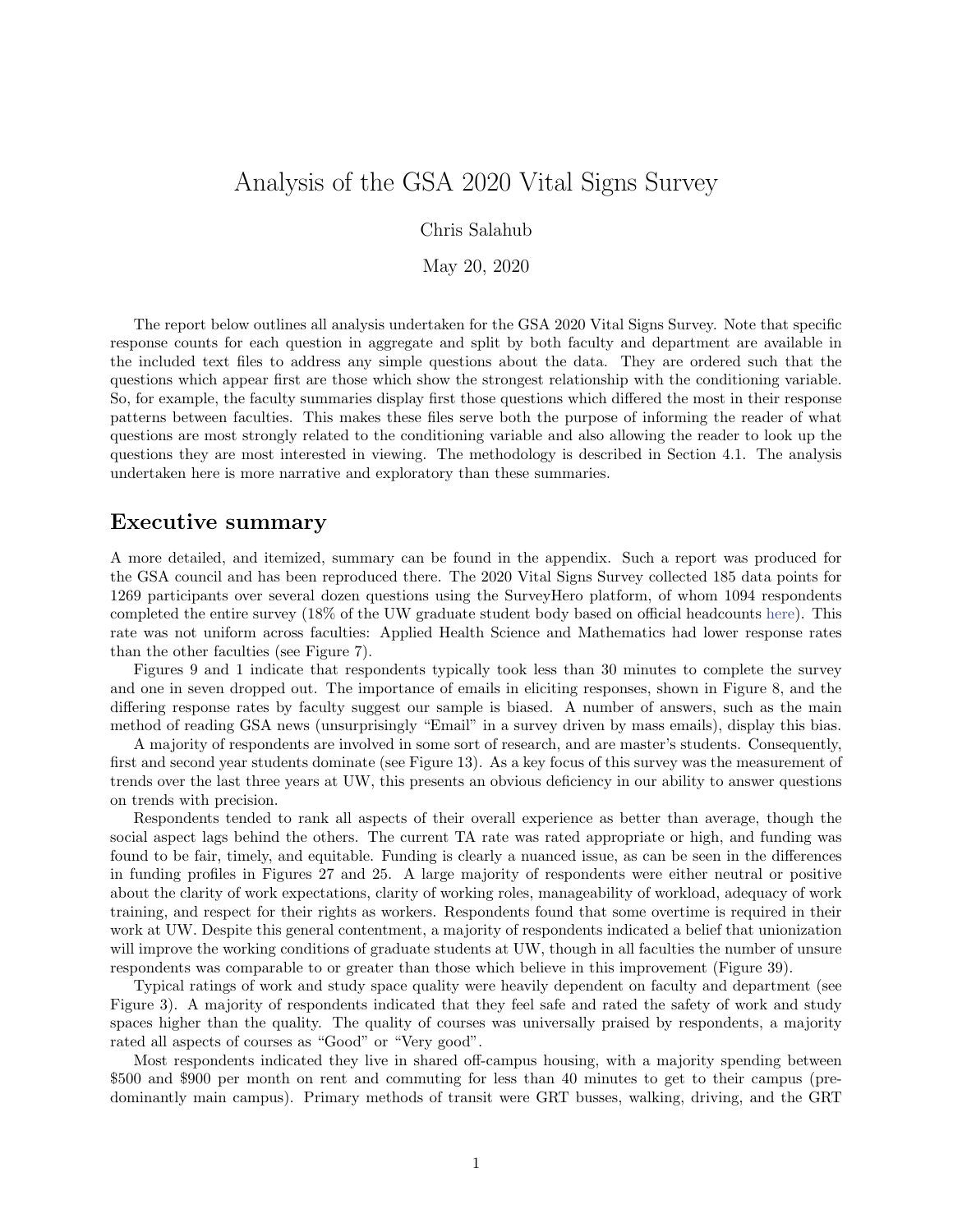# Analysis of the GSA 2020 Vital Signs Survey

Chris Salahub

May 20, 2020

The report below outlines all analysis undertaken for the GSA 2020 Vital Signs Survey. Note that specific response counts for each question in aggregate and split by both faculty and department are available in the included text files to address any simple questions about the data. They are ordered such that the questions which appear first are those which show the strongest relationship with the conditioning variable. So, for example, the faculty summaries display first those questions which differed the most in their response patterns between faculties. This makes these files serve both the purpose of informing the reader of what questions are most strongly related to the conditioning variable and also allowing the reader to look up the questions they are most interested in viewing. The methodology is described in Section 4.1. The analysis undertaken here is more narrative and exploratory than these summaries.

## Executive summary

A more detailed, and itemized, summary can be found in the appendix. Such a report was produced for the GSA council and has been reproduced there. The 2020 Vital Signs Survey collected 185 data points for 1269 participants over several dozen questions using the SurveyHero platform, of whom 1094 respondents completed the entire survey (18% of the UW graduate student body based on official headcounts here). This rate was not uniform across faculties: Applied Health Science and Mathematics had lower response rates than the other faculties (see Figure 7).

Figures 9 and 1 indicate that respondents typically took less than 30 minutes to complete the survey and one in seven dropped out. The importance of emails in eliciting responses, shown in Figure 8, and the differing response rates by faculty suggest our sample is biased. A number of answers, such as the main method of reading GSA news (unsurprisingly "Email" in a survey driven by mass emails), display this bias.

A majority of respondents are involved in some sort of research, and are master's students. Consequently, first and second year students dominate (see Figure 13). As a key focus of this survey was the measurement of trends over the last three years at UW, this presents an obvious deficiency in our ability to answer questions on trends with precision.

Respondents tended to rank all aspects of their overall experience as better than average, though the social aspect lags behind the others. The current TA rate was rated appropriate or high, and funding was found to be fair, timely, and equitable. Funding is clearly a nuanced issue, as can be seen in the differences in funding profiles in Figures 27 and 25. A large majority of respondents were either neutral or positive about the clarity of work expectations, clarity of working roles, manageability of workload, adequacy of work training, and respect for their rights as workers. Respondents found that some overtime is required in their work at UW. Despite this general contentment, a majority of respondents indicated a belief that unionization will improve the working conditions of graduate students at UW, though in all faculties the number of unsure respondents was comparable to or greater than those which believe in this improvement (Figure 39).

Typical ratings of work and study space quality were heavily dependent on faculty and department (see Figure 3). A majority of respondents indicated that they feel safe and rated the safety of work and study spaces higher than the quality. The quality of courses was universally praised by respondents, a majority rated all aspects of courses as "Good" or "Very good".

Most respondents indicated they live in shared off-campus housing, with a majority spending between $500 and $900 per month on rent and commuting for less than 40 minutes to get to their campus (predominantly main campus). Primary methods of transit were GRT busses, walking, driving, and the GRT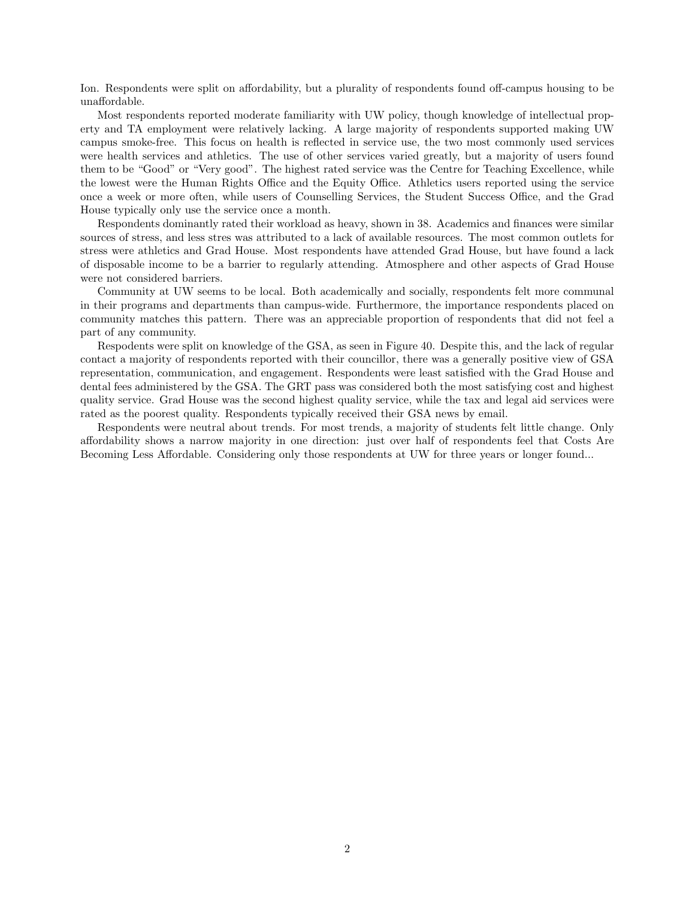Ion. Respondents were split on affordability, but a plurality of respondents found off-campus housing to be unaffordable.

Most respondents reported moderate familiarity with UW policy, though knowledge of intellectual property and TA employment were relatively lacking. A large majority of respondents supported making UW campus smoke-free. This focus on health is reflected in service use, the two most commonly used services were health services and athletics. The use of other services varied greatly, but a majority of users found them to be "Good" or "Very good". The highest rated service was the Centre for Teaching Excellence, while the lowest were the Human Rights Office and the Equity Office. Athletics users reported using the service once a week or more often, while users of Counselling Services, the Student Success Office, and the Grad House typically only use the service once a month.

Respondents dominantly rated their workload as heavy, shown in 38. Academics and finances were similar sources of stress, and less stres was attributed to a lack of available resources. The most common outlets for stress were athletics and Grad House. Most respondents have attended Grad House, but have found a lack of disposable income to be a barrier to regularly attending. Atmosphere and other aspects of Grad House were not considered barriers.

Community at UW seems to be local. Both academically and socially, respondents felt more communal in their programs and departments than campus-wide. Furthermore, the importance respondents placed on community matches this pattern. There was an appreciable proportion of respondents that did not feel a part of any community.

Respodents were split on knowledge of the GSA, as seen in Figure 40. Despite this, and the lack of regular contact a majority of respondents reported with their councillor, there was a generally positive view of GSA representation, communication, and engagement. Respondents were least satisfied with the Grad House and dental fees administered by the GSA. The GRT pass was considered both the most satisfying cost and highest quality service. Grad House was the second highest quality service, while the tax and legal aid services were rated as the poorest quality. Respondents typically received their GSA news by email.

Respondents were neutral about trends. For most trends, a majority of students felt little change. Only affordability shows a narrow majority in one direction: just over half of respondents feel that Costs Are Becoming Less Affordable. Considering only those respondents at UW for three years or longer found...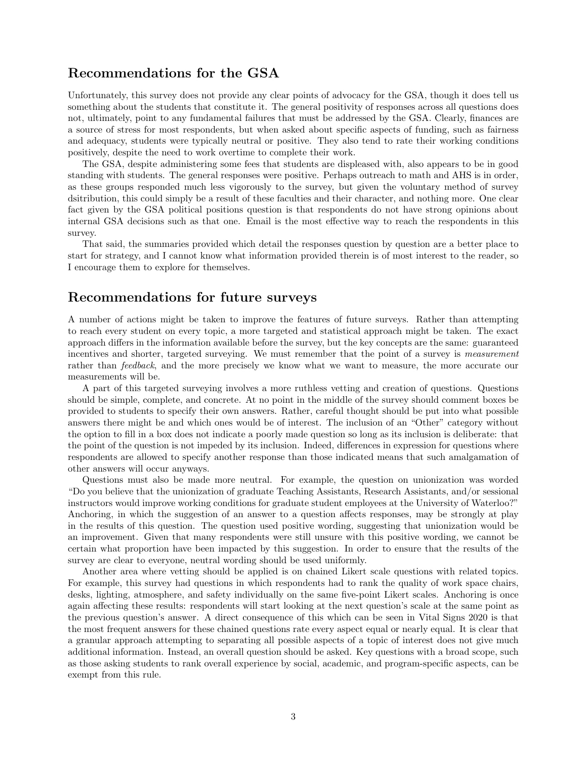## Recommendations for the GSA

Unfortunately, this survey does not provide any clear points of advocacy for the GSA, though it does tell us something about the students that constitute it. The general positivity of responses across all questions does not, ultimately, point to any fundamental failures that must be addressed by the GSA. Clearly, finances are a source of stress for most respondents, but when asked about specific aspects of funding, such as fairness and adequacy, students were typically neutral or positive. They also tend to rate their working conditions positively, despite the need to work overtime to complete their work.

The GSA, despite administering some fees that students are displeased with, also appears to be in good standing with students. The general responses were positive. Perhaps outreach to math and AHS is in order, as these groups responded much less vigorously to the survey, but given the voluntary method of survey dsitribution, this could simply be a result of these faculties and their character, and nothing more. One clear fact given by the GSA political positions question is that respondents do not have strong opinions about internal GSA decisions such as that one. Email is the most effective way to reach the respondents in this survey.

That said, the summaries provided which detail the responses question by question are a better place to start for strategy, and I cannot know what information provided therein is of most interest to the reader, so I encourage them to explore for themselves.

## Recommendations for future surveys

A number of actions might be taken to improve the features of future surveys. Rather than attempting to reach every student on every topic, a more targeted and statistical approach might be taken. The exact approach differs in the information available before the survey, but the key concepts are the same: guaranteed incentives and shorter, targeted surveying. We must remember that the point of a survey is *measurement* rather than *feedback*, and the more precisely we know what we want to measure, the more accurate our measurements will be.

A part of this targeted surveying involves a more ruthless vetting and creation of questions. Questions should be simple, complete, and concrete. At no point in the middle of the survey should comment boxes be provided to students to specify their own answers. Rather, careful thought should be put into what possible answers there might be and which ones would be of interest. The inclusion of an "Other" category without the option to fill in a box does not indicate a poorly made question so long as its inclusion is deliberate: that the point of the question is not impeded by its inclusion. Indeed, differences in expression for questions where respondents are allowed to specify another response than those indicated means that such amalgamation of other answers will occur anyways.

Questions must also be made more neutral. For example, the question on unionization was worded "Do you believe that the unionization of graduate Teaching Assistants, Research Assistants, and/or sessional instructors would improve working conditions for graduate student employees at the University of Waterloo?" Anchoring, in which the suggestion of an answer to a question affects responses, may be strongly at play in the results of this question. The question used positive wording, suggesting that unionization would be an improvement. Given that many respondents were still unsure with this positive wording, we cannot be certain what proportion have been impacted by this suggestion. In order to ensure that the results of the survey are clear to everyone, neutral wording should be used uniformly.

Another area where vetting should be applied is on chained Likert scale questions with related topics. For example, this survey had questions in which respondents had to rank the quality of work space chairs, desks, lighting, atmosphere, and safety individually on the same five-point Likert scales. Anchoring is once again affecting these results: respondents will start looking at the next question's scale at the same point as the previous question's answer. A direct consequence of this which can be seen in Vital Signs 2020 is that the most frequent answers for these chained questions rate every aspect equal or nearly equal. It is clear that a granular approach attempting to separating all possible aspects of a topic of interest does not give much additional information. Instead, an overall question should be asked. Key questions with a broad scope, such as those asking students to rank overall experience by social, academic, and program-specific aspects, can be exempt from this rule.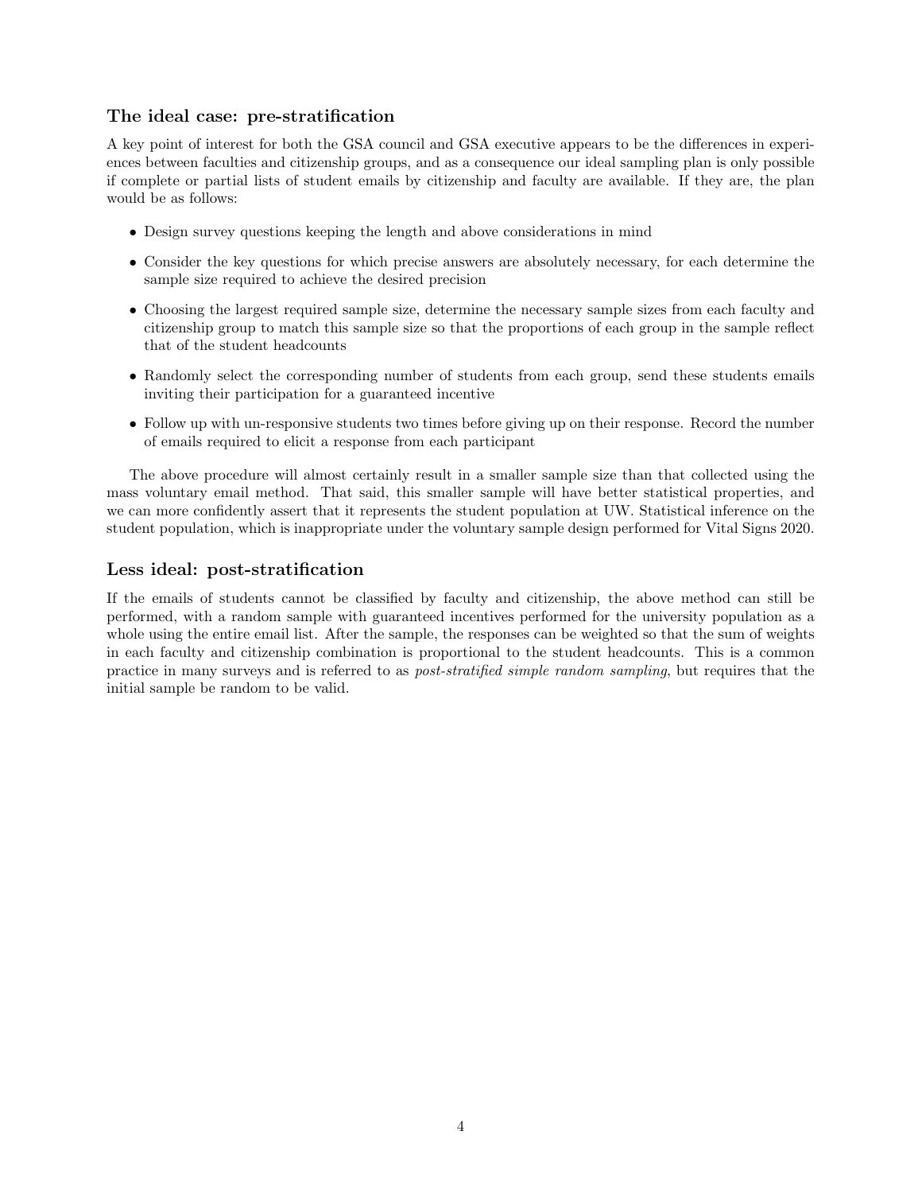### The ideal case: pre-stratification

A key point of interest for both the GSA council and GSA executive appears to be the differences in experiences between faculties and citizenship groups, and as a consequence our ideal sampling plan is only possible if complete or partial lists of student emails by citizenship and faculty are available. If they are, the plan would be as follows:

- Design survey questions keeping the length and above considerations in mind
- Consider the key questions for which precise answers are absolutely necessary, for each determine the sample size required to achieve the desired precision
- Choosing the largest required sample size, determine the necessary sample sizes from each faculty and citizenship group to match this sample size so that the proportions of each group in the sample reflect that of the student headcounts
- Randomly select the corresponding number of students from each group, send these students emails inviting their participation for a guaranteed incentive
- Follow up with un-responsive students two times before giving up on their response. Record the number of emails required to elicit a response from each participant

The above procedure will almost certainly result in a smaller sample size than that collected using the mass voluntary email method. That said, this smaller sample will have better statistical properties, and we can more confidently assert that it represents the student population at UW. Statistical inference on the student population, which is inappropriate under the voluntary sample design performed for Vital Signs 2020.

### Less ideal: post-stratification

If the emails of students cannot be classified by faculty and citizenship, the above method can still be performed, with a random sample with guaranteed incentives performed for the university population as a whole using the entire email list. After the sample, the responses can be weighted so that the sum of weights in each faculty and citizenship combination is proportional to the student headcounts. This is a common practice in many surveys and is referred to as *post-stratified simple random sampling*, but requires that the initial sample be random to be valid.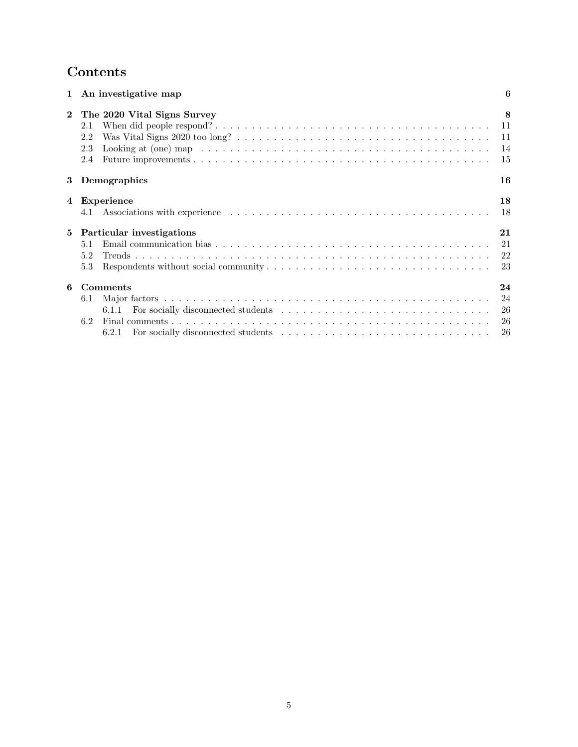# Contents

- **1 An investigative map** — **6**
- **2 The 2020 Vital Signs Survey** — **8**
  - 2.1 When did people respond? — 11
  - 2.2 Was Vital Signs 2020 too long? — 11
  - 2.3 Looking at (one) map — 14
  - 2.4 Future improvements — 15
- **3 Demographics** — **16**
- **4 Experience** — **18**
  - 4.1 Associations with experience — 18
- **5 Particular investigations** — **21**
  - 5.1 Email communication bias — 21
  - 5.2 Trends — 22
  - 5.3 Respondents without social community — 23
- **6 Comments** — **24**
  - 6.1 Major factors — 24
    - 6.1.1 For socially disconnected students — 26
  - 6.2 Final comments — 26
    - 6.2.1 For socially disconnected students — 26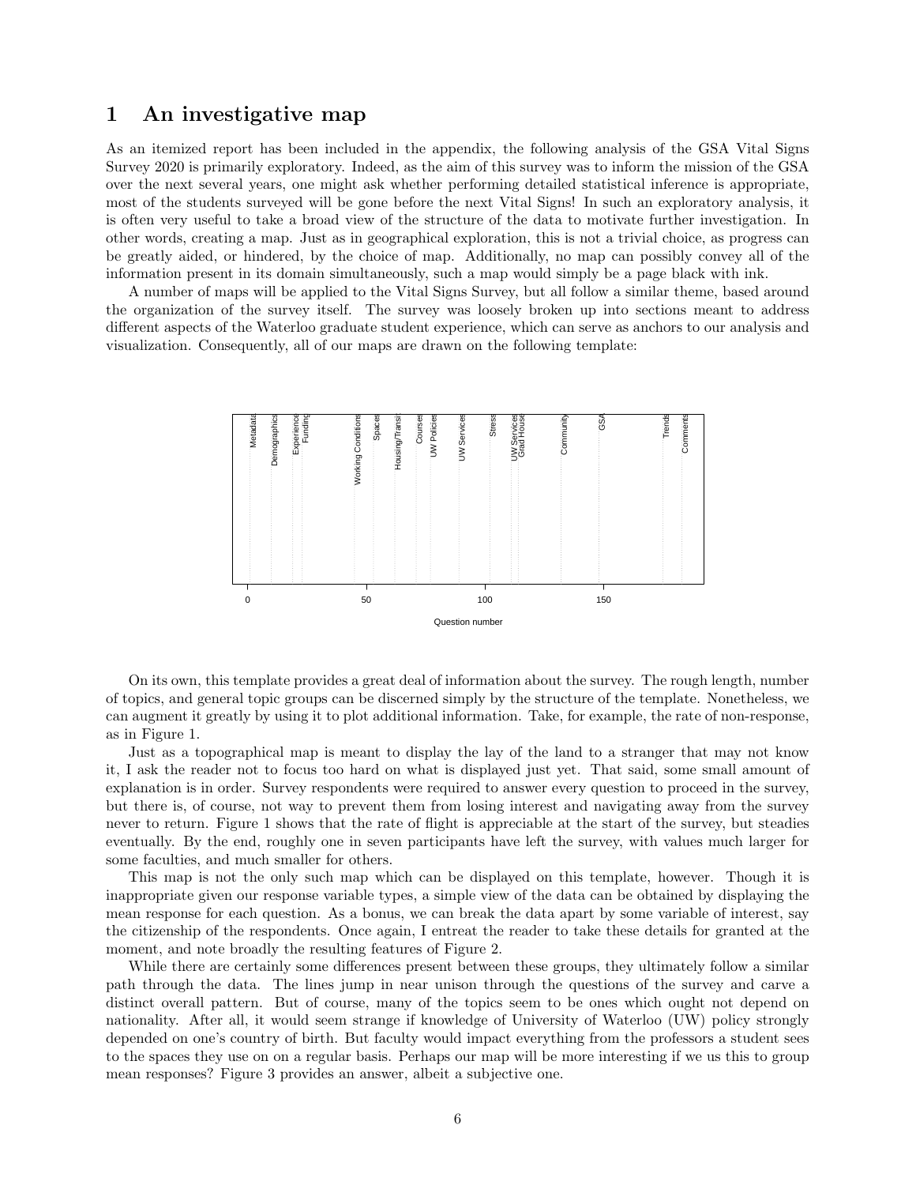# 1 An investigative map

As an itemized report has been included in the appendix, the following analysis of the GSA Vital Signs Survey 2020 is primarily exploratory. Indeed, as the aim of this survey was to inform the mission of the GSA over the next several years, one might ask whether performing detailed statistical inference is appropriate, most of the students surveyed will be gone before the next Vital Signs! In such an exploratory analysis, it is often very useful to take a broad view of the structure of the data to motivate further investigation. In other words, creating a map. Just as in geographical exploration, this is not a trivial choice, as progress can be greatly aided, or hindered, by the choice of map. Additionally, no map can possibly convey all of the information present in its domain simultaneously, such a map would simply be a page black with ink.

A number of maps will be applied to the Vital Signs Survey, but all follow a similar theme, based around the organization of the survey itself. The survey was loosely broken up into sections meant to address different aspects of the Waterloo graduate student experience, which can serve as anchors to our analysis and visualization. Consequently, all of our maps are drawn on the following template:

On its own, this template provides a great deal of information about the survey. The rough length, number of topics, and general topic groups can be discerned simply by the structure of the template. Nonetheless, we can augment it greatly by using it to plot additional information. Take, for example, the rate of non-response, as in Figure 1.

Just as a topographical map is meant to display the lay of the land to a stranger that may not know it, I ask the reader not to focus too hard on what is displayed just yet. That said, some small amount of explanation is in order. Survey respondents were required to answer every question to proceed in the survey, but there is, of course, not way to prevent them from losing interest and navigating away from the survey never to return. Figure 1 shows that the rate of flight is appreciable at the start of the survey, but steadies eventually. By the end, roughly one in seven participants have left the survey, with values much larger for some faculties, and much smaller for others.

This map is not the only such map which can be displayed on this template, however. Though it is inappropriate given our response variable types, a simple view of the data can be obtained by displaying the mean response for each question. As a bonus, we can break the data apart by some variable of interest, say the citizenship of the respondents. Once again, I entreat the reader to take these details for granted at the moment, and note broadly the resulting features of Figure 2.

While there are certainly some differences present between these groups, they ultimately follow a similar path through the data. The lines jump in near unison through the questions of the survey and carve a distinct overall pattern. But of course, many of the topics seem to be ones which ought not depend on nationality. After all, it would seem strange if knowledge of University of Waterloo (UW) policy strongly depended on one's country of birth. But faculty would impact everything from the professors a student sees to the spaces they use on on a regular basis. Perhaps our map will be more interesting if we us this to group mean responses? Figure 3 provides an answer, albeit a subjective one.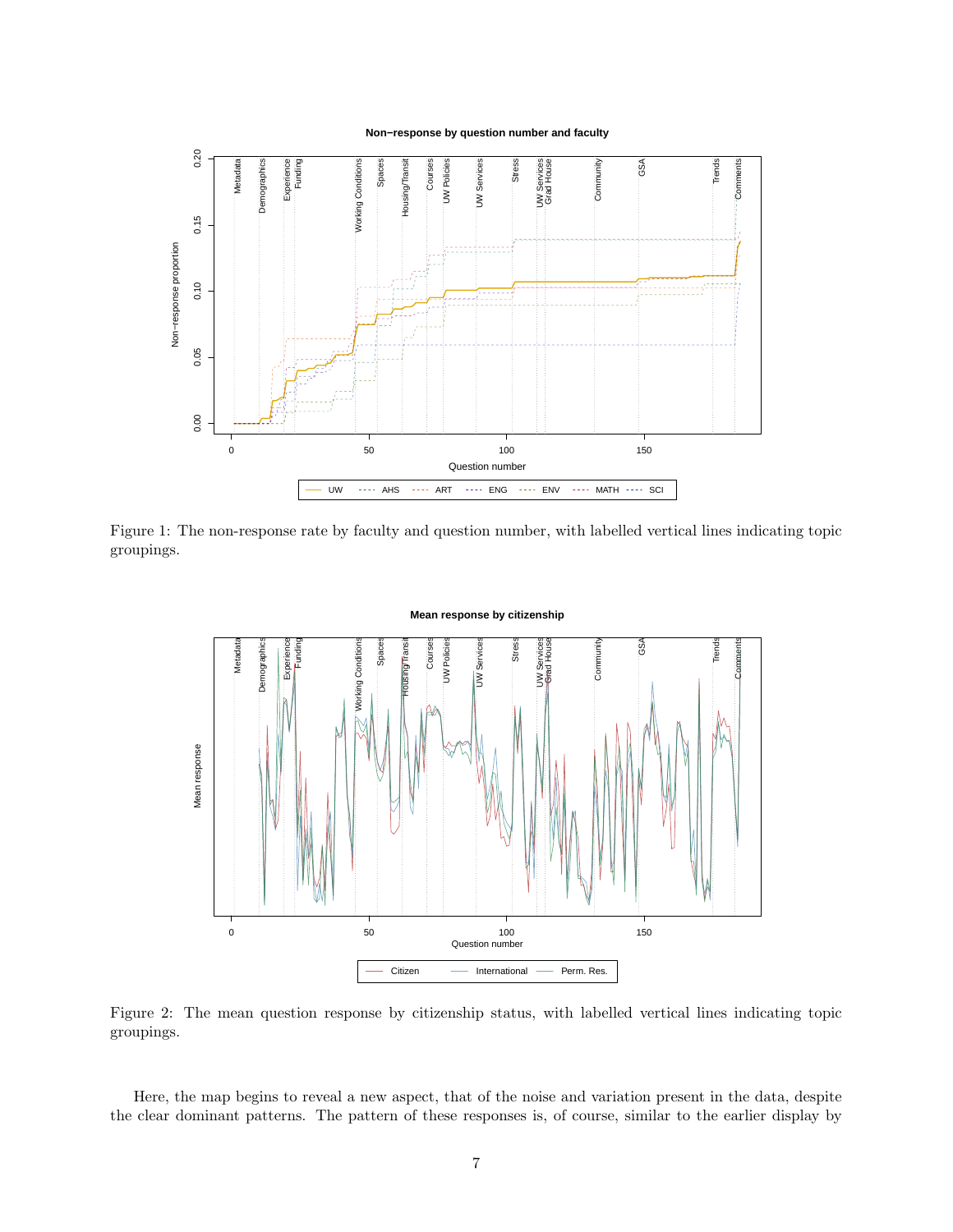Figure 1: The non-response rate by faculty and question number, with labelled vertical lines indicating topic groupings.

Figure 2: The mean question response by citizenship status, with labelled vertical lines indicating topic groupings.

Here, the map begins to reveal a new aspect, that of the noise and variation present in the data, despite the clear dominant patterns. The pattern of these responses is, of course, similar to the earlier display by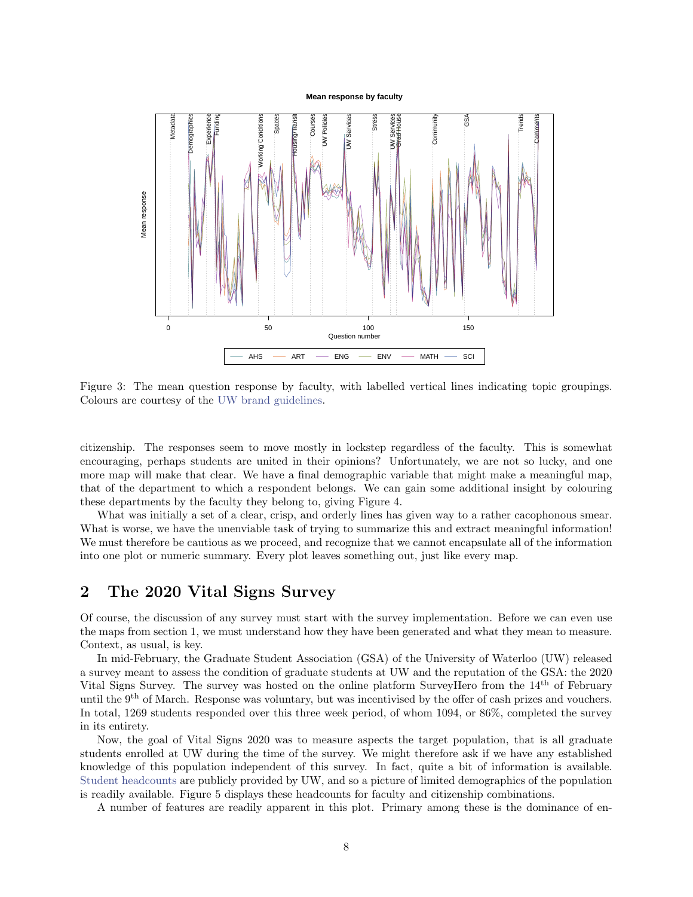Figure 3: The mean question response by faculty, with labelled vertical lines indicating topic groupings. Colours are courtesy of the UW brand guidelines.

citizenship. The responses seem to move mostly in lockstep regardless of the faculty. This is somewhat encouraging, perhaps students are united in their opinions? Unfortunately, we are not so lucky, and one more map will make that clear. We have a final demographic variable that might make a meaningful map, that of the department to which a respondent belongs. We can gain some additional insight by colouring these departments by the faculty they belong to, giving Figure 4.

What was initially a set of a clear, crisp, and orderly lines has given way to a rather cacophonous smear. What is worse, we have the unenviable task of trying to summarize this and extract meaningful information! We must therefore be cautious as we proceed, and recognize that we cannot encapsulate all of the information into one plot or numeric summary. Every plot leaves something out, just like every map.

## 2 The 2020 Vital Signs Survey

Of course, the discussion of any survey must start with the survey implementation. Before we can even use the maps from section 1, we must understand how they have been generated and what they mean to measure. Context, as usual, is key.

In mid-February, the Graduate Student Association (GSA) of the University of Waterloo (UW) released a survey meant to assess the condition of graduate students at UW and the reputation of the GSA: the 2020 Vital Signs Survey. The survey was hosted on the online platform SurveyHero from the 14th of February until the 9th of March. Response was voluntary, but was incentivised by the offer of cash prizes and vouchers. In total, 1269 students responded over this three week period, of whom 1094, or 86%, completed the survey in its entirety.

Now, the goal of Vital Signs 2020 was to measure aspects the target population, that is all graduate students enrolled at UW during the time of the survey. We might therefore ask if we have any established knowledge of this population independent of this survey. In fact, quite a bit of information is available. Student headcounts are publicly provided by UW, and so a picture of limited demographics of the population is readily available. Figure 5 displays these headcounts for faculty and citizenship combinations.

A number of features are readily apparent in this plot. Primary among these is the dominance of en-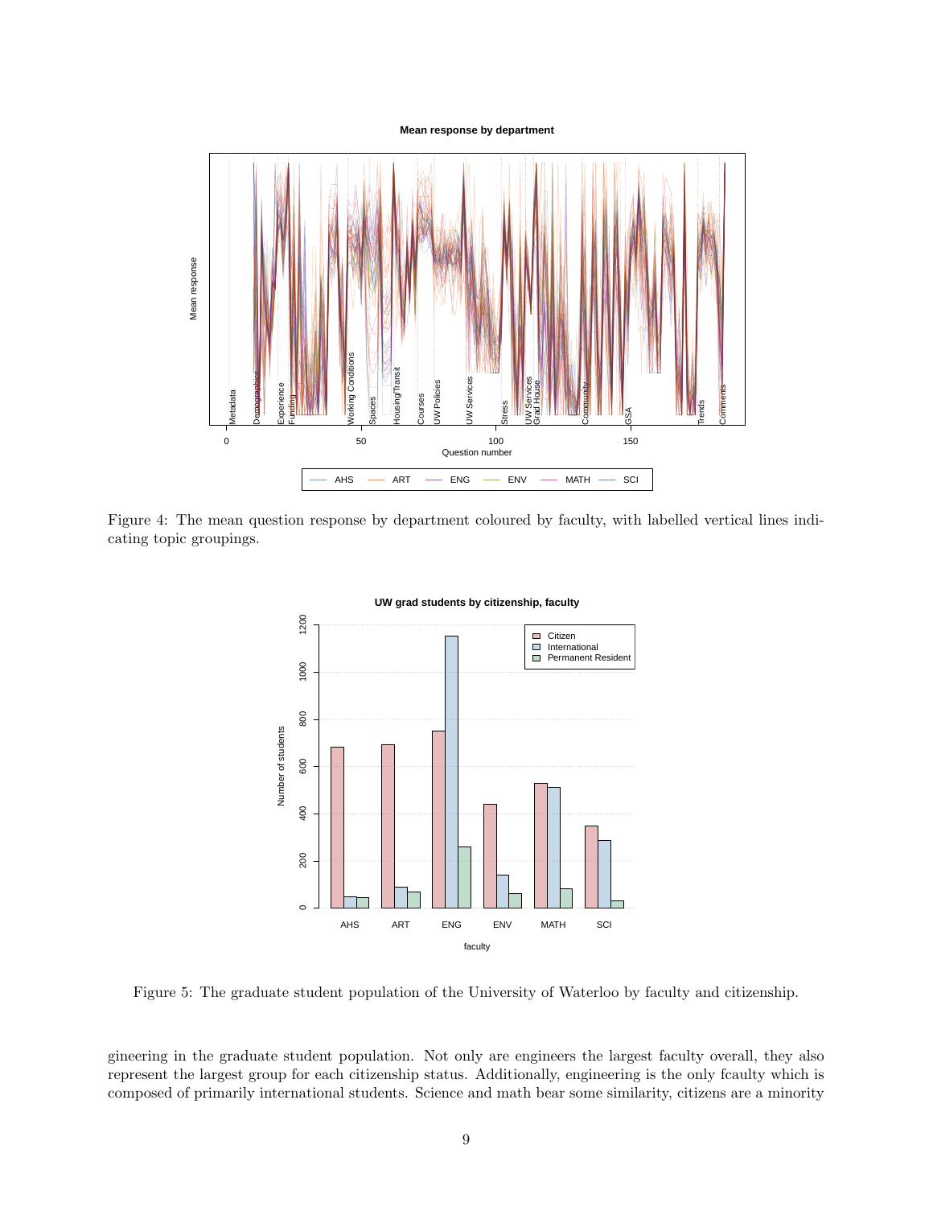Figure 4: The mean question response by department coloured by faculty, with labelled vertical lines indicating topic groupings.

Figure 5: The graduate student population of the University of Waterloo by faculty and citizenship.

gineering in the graduate student population. Not only are engineers the largest faculty overall, they also represent the largest group for each citizenship status. Additionally, engineering is the only fcaulty which is composed of primarily international students. Science and math bear some similarity, citizens are a minority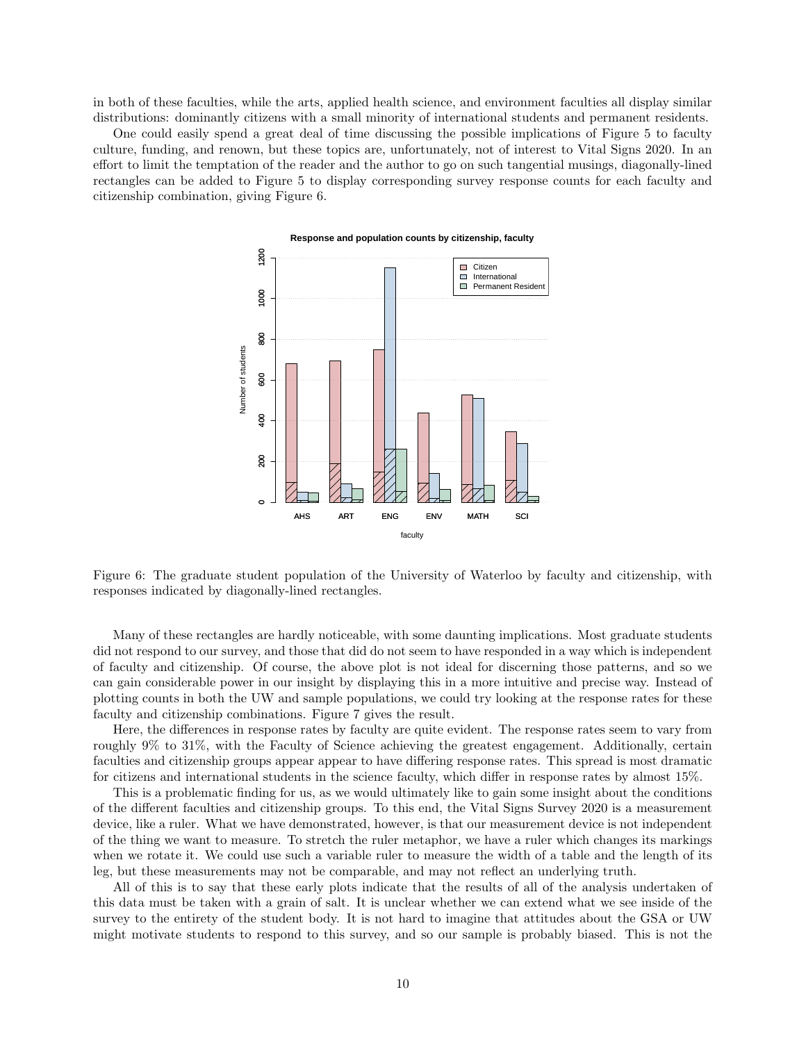in both of these faculties, while the arts, applied health science, and environment faculties all display similar distributions: dominantly citizens with a small minority of international students and permanent residents.

One could easily spend a great deal of time discussing the possible implications of Figure 5 to faculty culture, funding, and renown, but these topics are, unfortunately, not of interest to Vital Signs 2020. In an effort to limit the temptation of the reader and the author to go on such tangential musings, diagonally-lined rectangles can be added to Figure 5 to display corresponding survey response counts for each faculty and citizenship combination, giving Figure 6.

Figure 6: The graduate student population of the University of Waterloo by faculty and citizenship, with responses indicated by diagonally-lined rectangles.

Many of these rectangles are hardly noticeable, with some daunting implications. Most graduate students did not respond to our survey, and those that did do not seem to have responded in a way which is independent of faculty and citizenship. Of course, the above plot is not ideal for discerning those patterns, and so we can gain considerable power in our insight by displaying this in a more intuitive and precise way. Instead of plotting counts in both the UW and sample populations, we could try looking at the response rates for these faculty and citizenship combinations. Figure 7 gives the result.

Here, the differences in response rates by faculty are quite evident. The response rates seem to vary from roughly 9% to 31%, with the Faculty of Science achieving the greatest engagement. Additionally, certain faculties and citizenship groups appear to have differing response rates. This spread is most dramatic for citizens and international students in the science faculty, which differ in response rates by almost 15%.

This is a problematic finding for us, as we would ultimately like to gain some insight about the conditions of the different faculties and citizenship groups. To this end, the Vital Signs Survey 2020 is a measurement device, like a ruler. What we have demonstrated, however, is that our measurement device is not independent of the thing we want to measure. To stretch the ruler metaphor, we have a ruler which changes its markings when we rotate it. We could use such a variable ruler to measure the width of a table and the length of its leg, but these measurements may not be comparable, and may not reflect an underlying truth.

All of this is to say that these early plots indicate that the results of all of the analysis undertaken of this data must be taken with a grain of salt. It is unclear whether we can extend what we see inside of the survey to the entirety of the student body. It is not hard to imagine that attitudes about the GSA or UW might motivate students to respond to this survey, and so our sample is probably biased. This is not the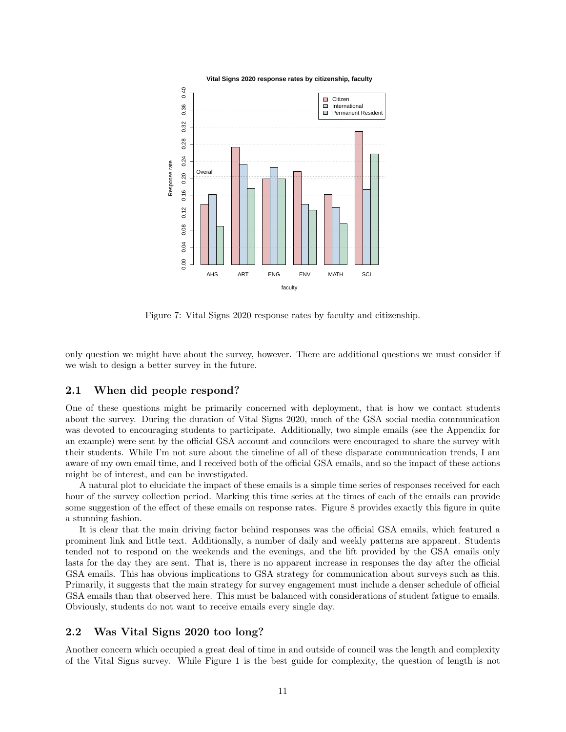Figure 7: Vital Signs 2020 response rates by faculty and citizenship.

only question we might have about the survey, however. There are additional questions we must consider if we wish to design a better survey in the future.

## 2.1 When did people respond?

One of these questions might be primarily concerned with deployment, that is how we contact students about the survey. During the duration of Vital Signs 2020, much of the GSA social media communication was devoted to encouraging students to participate. Additionally, two simple emails (see the Appendix for an example) were sent by the official GSA account and councilors were encouraged to share the survey with their students. While I'm not sure about the timeline of all of these disparate communication trends, I am aware of my own email time, and I received both of the official GSA emails, and so the impact of these actions might be of interest, and can be investigated.

A natural plot to elucidate the impact of these emails is a simple time series of responses received for each hour of the survey collection period. Marking this time series at the times of each of the emails can provide some suggestion of the effect of these emails on response rates. Figure 8 provides exactly this figure in quite a stunning fashion.

It is clear that the main driving factor behind responses was the official GSA emails, which featured a prominent link and little text. Additionally, a number of daily and weekly patterns are apparent. Students tended not to respond on the weekends and the evenings, and the lift provided by the GSA emails only lasts for the day they are sent. That is, there is no apparent increase in responses the day after the official GSA emails. This has obvious implications to GSA strategy for communication about surveys such as this. Primarily, it suggests that the main strategy for survey engagement must include a denser schedule of official GSA emails than that observed here. This must be balanced with considerations of student fatigue to emails. Obviously, students do not want to receive emails every single day.

## 2.2 Was Vital Signs 2020 too long?

Another concern which occupied a great deal of time in and outside of council was the length and complexity of the Vital Signs survey. While Figure 1 is the best guide for complexity, the question of length is not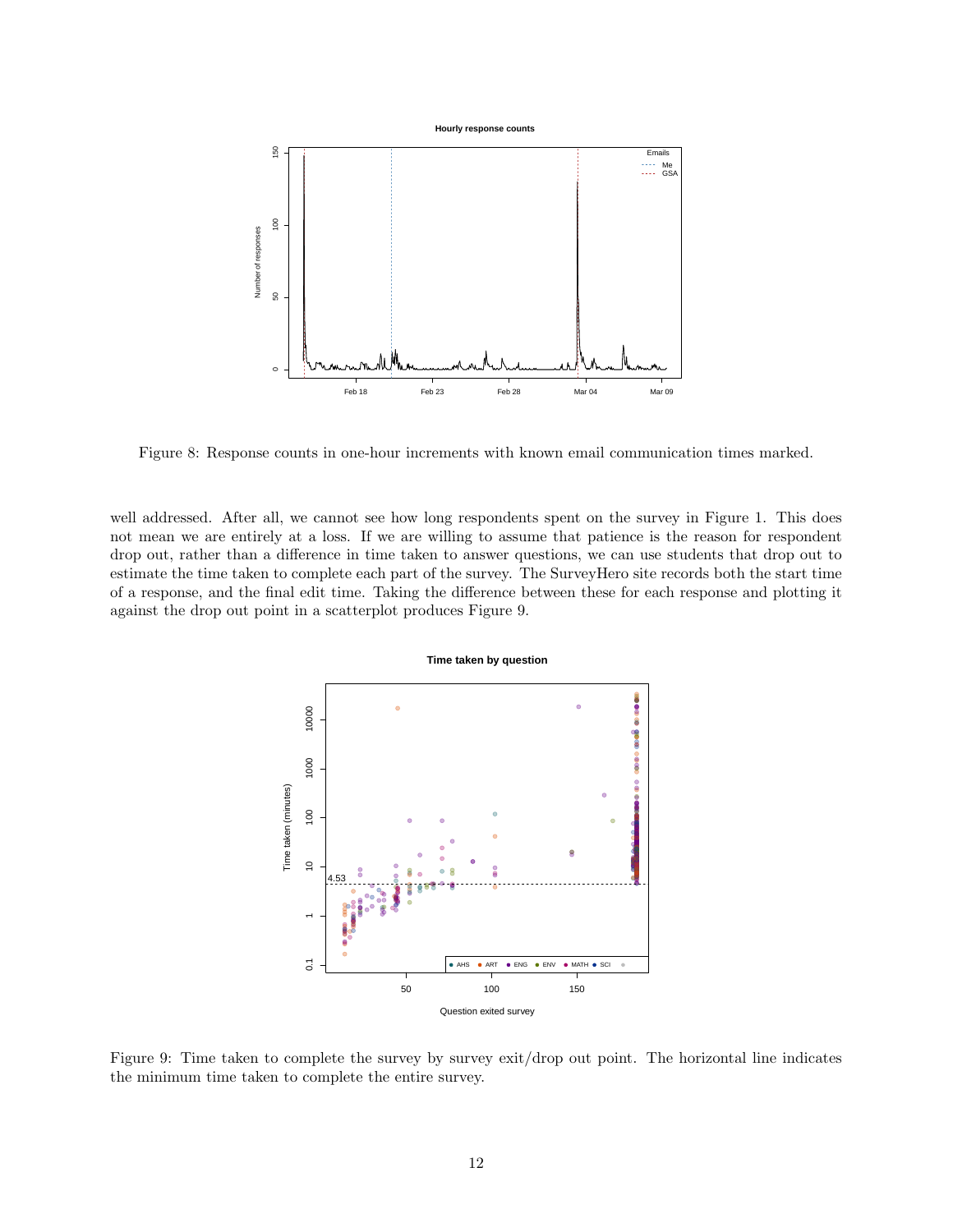Figure 8: Response counts in one-hour increments with known email communication times marked.

well addressed. After all, we cannot see how long respondents spent on the survey in Figure 1. This does not mean we are entirely at a loss. If we are willing to assume that patience is the reason for respondent drop out, rather than a difference in time taken to answer questions, we can use students that drop out to estimate the time taken to complete each part of the survey. The SurveyHero site records both the start time of a response, and the final edit time. Taking the difference between these for each response and plotting it against the drop out point in a scatterplot produces Figure 9.

Figure 9: Time taken to complete the survey by survey exit/drop out point. The horizontal line indicates the minimum time taken to complete the entire survey.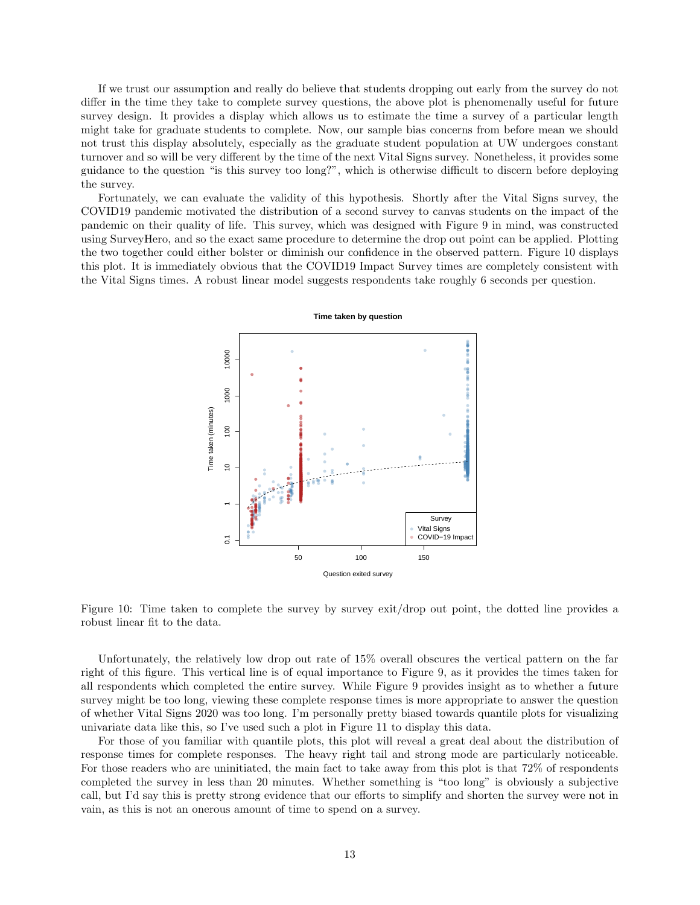If we trust our assumption and really do believe that students dropping out early from the survey do not differ in the time they take to complete survey questions, the above plot is phenomenally useful for future survey design. It provides a display which allows us to estimate the time a survey of a particular length might take for graduate students to complete. Now, our sample bias concerns from before mean we should not trust this display absolutely, especially as the graduate student population at UW undergoes constant turnover and so will be very different by the time of the next Vital Signs survey. Nonetheless, it provides some guidance to the question "is this survey too long?", which is otherwise difficult to discern before deploying the survey.

Fortunately, we can evaluate the validity of this hypothesis. Shortly after the Vital Signs survey, the COVID19 pandemic motivated the distribution of a second survey to canvas students on the impact of the pandemic on their quality of life. This survey, which was designed with Figure 9 in mind, was constructed using SurveyHero, and so the exact same procedure to determine the drop out point can be applied. Plotting the two together could either bolster or diminish our confidence in the observed pattern. Figure 10 displays this plot. It is immediately obvious that the COVID19 Impact Survey times are completely consistent with the Vital Signs times. A robust linear model suggests respondents take roughly 6 seconds per question.

Figure 10: Time taken to complete the survey by survey exit/drop out point, the dotted line provides a robust linear fit to the data.

Unfortunately, the relatively low drop out rate of 15% overall obscures the vertical pattern on the far right of this figure. This vertical line is of equal importance to Figure 9, as it provides the times taken for all respondents which completed the entire survey. While Figure 9 provides insight as to whether a future survey might be too long, viewing these complete response times is more appropriate to answer the question of whether Vital Signs 2020 was too long. I'm personally pretty biased towards quantile plots for visualizing univariate data like this, so I've used such a plot in Figure 11 to display this data.

For those of you familiar with quantile plots, this plot will reveal a great deal about the distribution of response times for complete responses. The heavy right tail and strong mode are particularly noticeable. For those readers who are uninitiated, the main fact to take away from this plot is that 72% of respondents completed the survey in less than 20 minutes. Whether something is "too long" is obviously a subjective call, but I'd say this is pretty strong evidence that our efforts to simplify and shorten the survey were not in vain, as this is not an onerous amount of time to spend on a survey.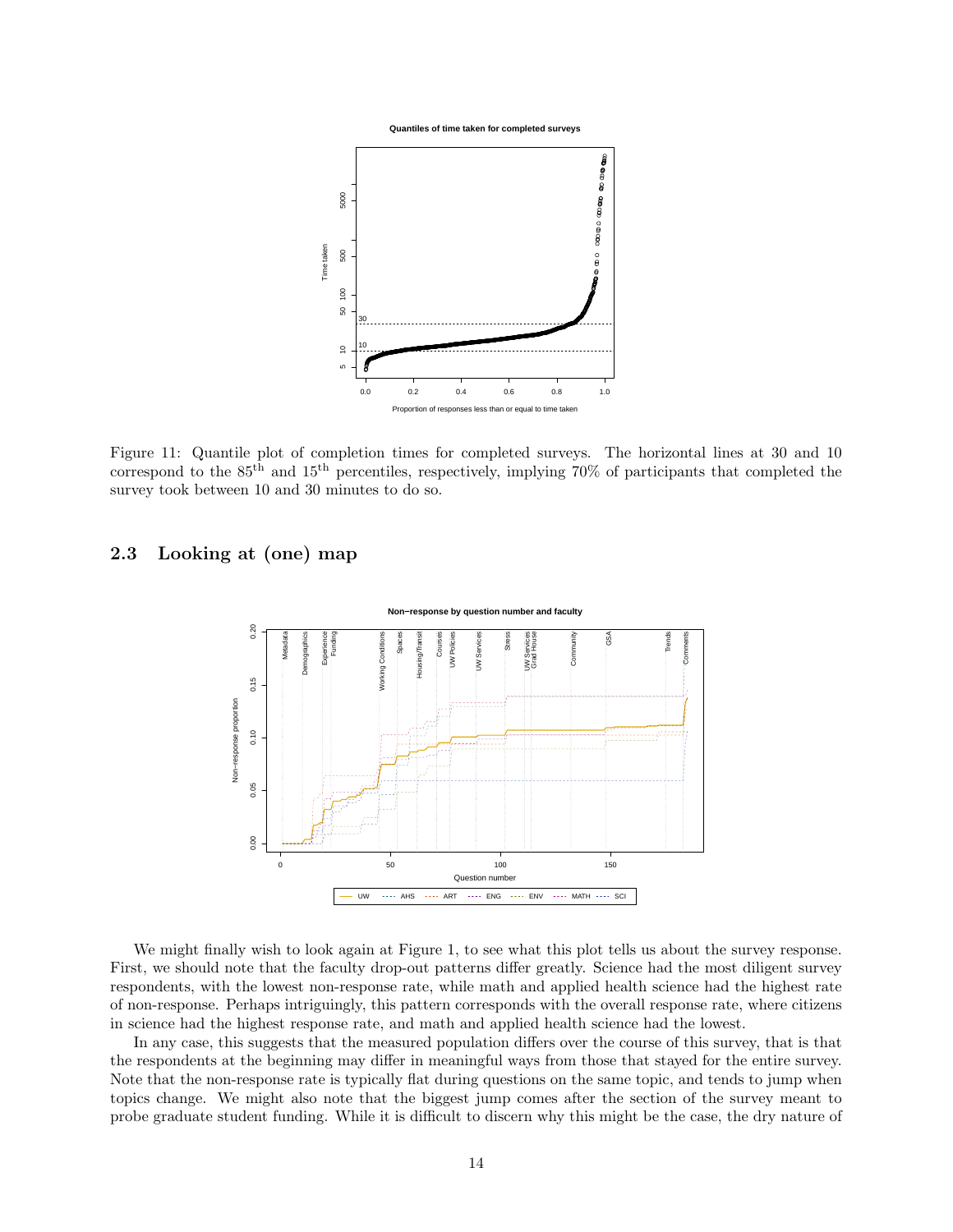Figure 11: Quantile plot of completion times for completed surveys. The horizontal lines at 30 and 10 correspond to the 85$^{\text{th}}$ and 15$^{\text{th}}$ percentiles, respectively, implying 70% of participants that completed the survey took between 10 and 30 minutes to do so.

## 2.3 Looking at (one) map

We might finally wish to look again at Figure 1, to see what this plot tells us about the survey response. First, we should note that the faculty drop-out patterns differ greatly. Science had the most diligent survey respondents, with the lowest non-response rate, while math and applied health science had the highest rate of non-response. Perhaps intriguingly, this pattern corresponds with the overall response rate, where citizens in science had the highest response rate, and math and applied health science had the lowest.

In any case, this suggests that the measured population differs over the course of this survey, that is that the respondents at the beginning may differ in meaningful ways from those that stayed for the entire survey. Note that the non-response rate is typically flat during questions on the same topic, and tends to jump when topics change. We might also note that the biggest jump comes after the section of the survey meant to probe graduate student funding. While it is difficult to discern why this might be the case, the dry nature of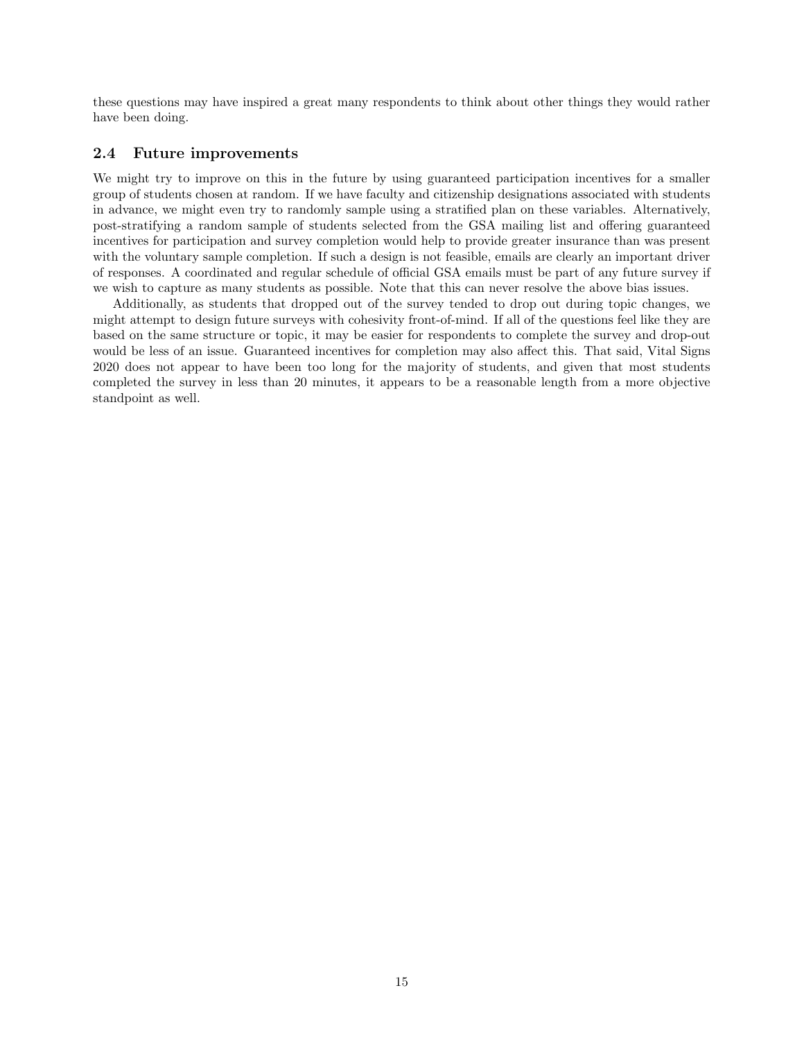these questions may have inspired a great many respondents to think about other things they would rather have been doing.

### 2.4 Future improvements

We might try to improve on this in the future by using guaranteed participation incentives for a smaller group of students chosen at random. If we have faculty and citizenship designations associated with students in advance, we might even try to randomly sample using a stratified plan on these variables. Alternatively, post-stratifying a random sample of students selected from the GSA mailing list and offering guaranteed incentives for participation and survey completion would help to provide greater insurance than was present with the voluntary sample completion. If such a design is not feasible, emails are clearly an important driver of responses. A coordinated and regular schedule of official GSA emails must be part of any future survey if we wish to capture as many students as possible. Note that this can never resolve the above bias issues.

Additionally, as students that dropped out of the survey tended to drop out during topic changes, we might attempt to design future surveys with cohesivity front-of-mind. If all of the questions feel like they are based on the same structure or topic, it may be easier for respondents to complete the survey and drop-out would be less of an issue. Guaranteed incentives for completion may also affect this. That said, Vital Signs 2020 does not appear to have been too long for the majority of students, and given that most students completed the survey in less than 20 minutes, it appears to be a reasonable length from a more objective standpoint as well.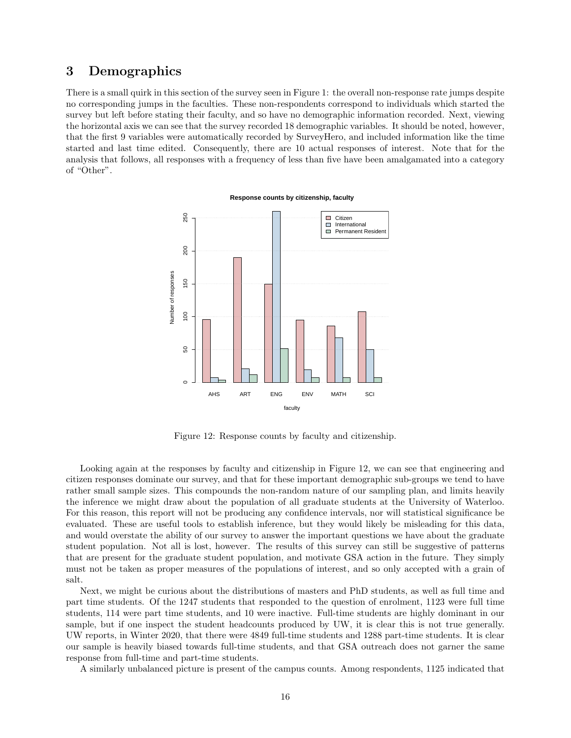## 3 Demographics

There is a small quirk in this section of the survey seen in Figure 1: the overall non-response rate jumps despite no corresponding jumps in the faculties. These non-respondents correspond to individuals which started the survey but left before stating their faculty, and so have no demographic information recorded. Next, viewing the horizontal axis we can see that the survey recorded 18 demographic variables. It should be noted, however, that the first 9 variables were automatically recorded by SurveyHero, and included information like the time started and last time edited. Consequently, there are 10 actual responses of interest. Note that for the analysis that follows, all responses with a frequency of less than five have been amalgamated into a category of "Other".

Figure 12: Response counts by faculty and citizenship.

Looking again at the responses by faculty and citizenship in Figure 12, we can see that engineering and citizen responses dominate our survey, and that for these important demographic sub-groups we tend to have rather small sample sizes. This compounds the non-random nature of our sampling plan, and limits heavily the inference we might draw about the population of all graduate students at the University of Waterloo. For this reason, this report will not be producing any confidence intervals, nor will statistical significance be evaluated. These are useful tools to establish inference, but they would likely be misleading for this data, and would overstate the ability of our survey to answer the important questions we have about the graduate student population. Not all is lost, however. The results of this survey can still be suggestive of patterns that are present for the graduate student population, and motivate GSA action in the future. They simply must not be taken as proper measures of the populations of interest, and so only accepted with a grain of salt.

Next, we might be curious about the distributions of masters and PhD students, as well as full time and part time students. Of the 1247 students that responded to the question of enrolment, 1123 were full time students, 114 were part time students, and 10 were inactive. Full-time students are highly dominant in our sample, but if one inspect the student headcounts produced by UW, it is clear this is not true generally. UW reports, in Winter 2020, that there were 4849 full-time students and 1288 part-time students. It is clear our sample is heavily biased towards full-time students, and that GSA outreach does not garner the same response from full-time and part-time students.

A similarly unbalanced picture is present of the campus counts. Among respondents, 1125 indicated that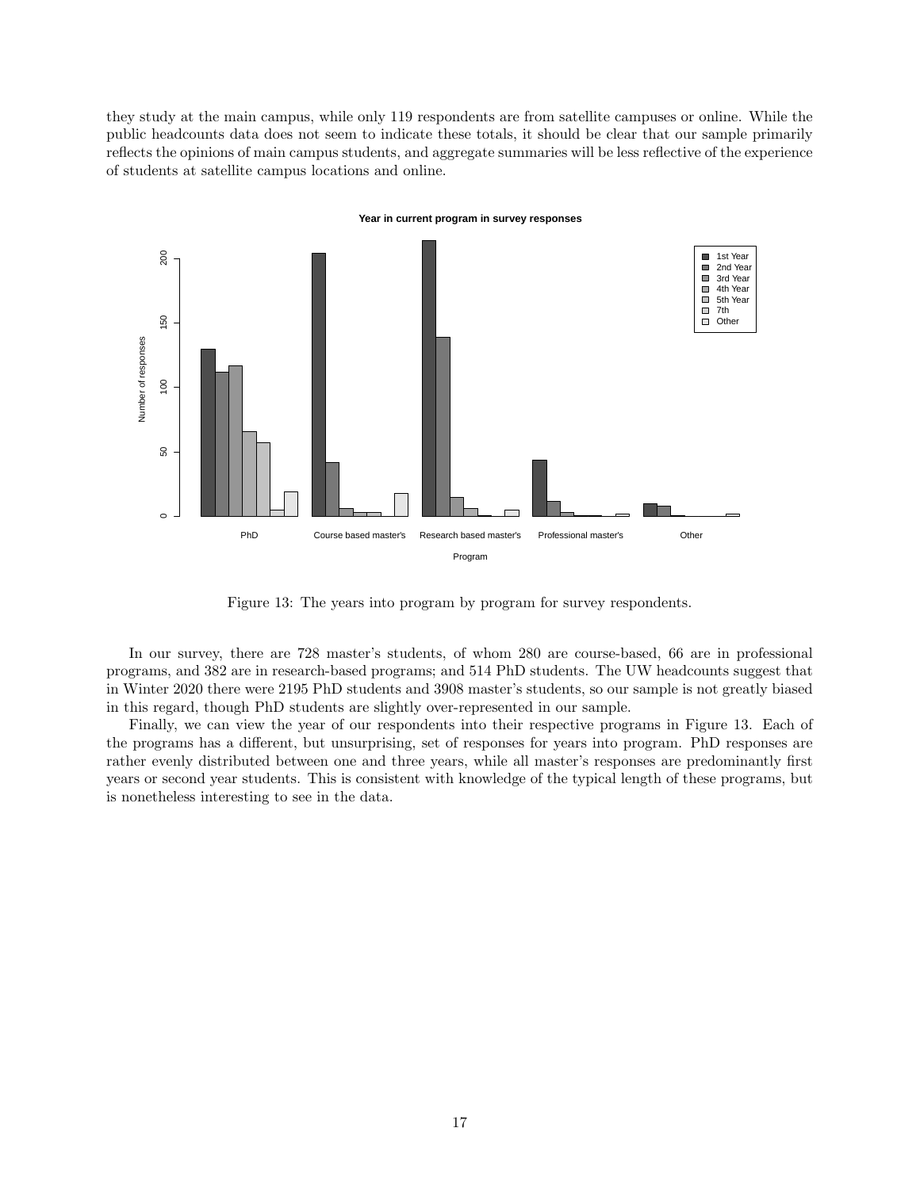they study at the main campus, while only 119 respondents are from satellite campuses or online. While the public headcounts data does not seem to indicate these totals, it should be clear that our sample primarily reflects the opinions of main campus students, and aggregate summaries will be less reflective of the experience of students at satellite campus locations and online.

Figure 13: The years into program by program for survey respondents.

In our survey, there are 728 master's students, of whom 280 are course-based, 66 are in professional programs, and 382 are in research-based programs; and 514 PhD students. The UW headcounts suggest that in Winter 2020 there were 2195 PhD students and 3908 master's students, so our sample is not greatly biased in this regard, though PhD students are slightly over-represented in our sample.

Finally, we can view the year of our respondents into their respective programs in Figure 13. Each of the programs has a different, but unsurprising, set of responses for years into program. PhD responses are rather evenly distributed between one and three years, while all master's responses are predominantly first years or second year students. This is consistent with knowledge of the typical length of these programs, but is nonetheless interesting to see in the data.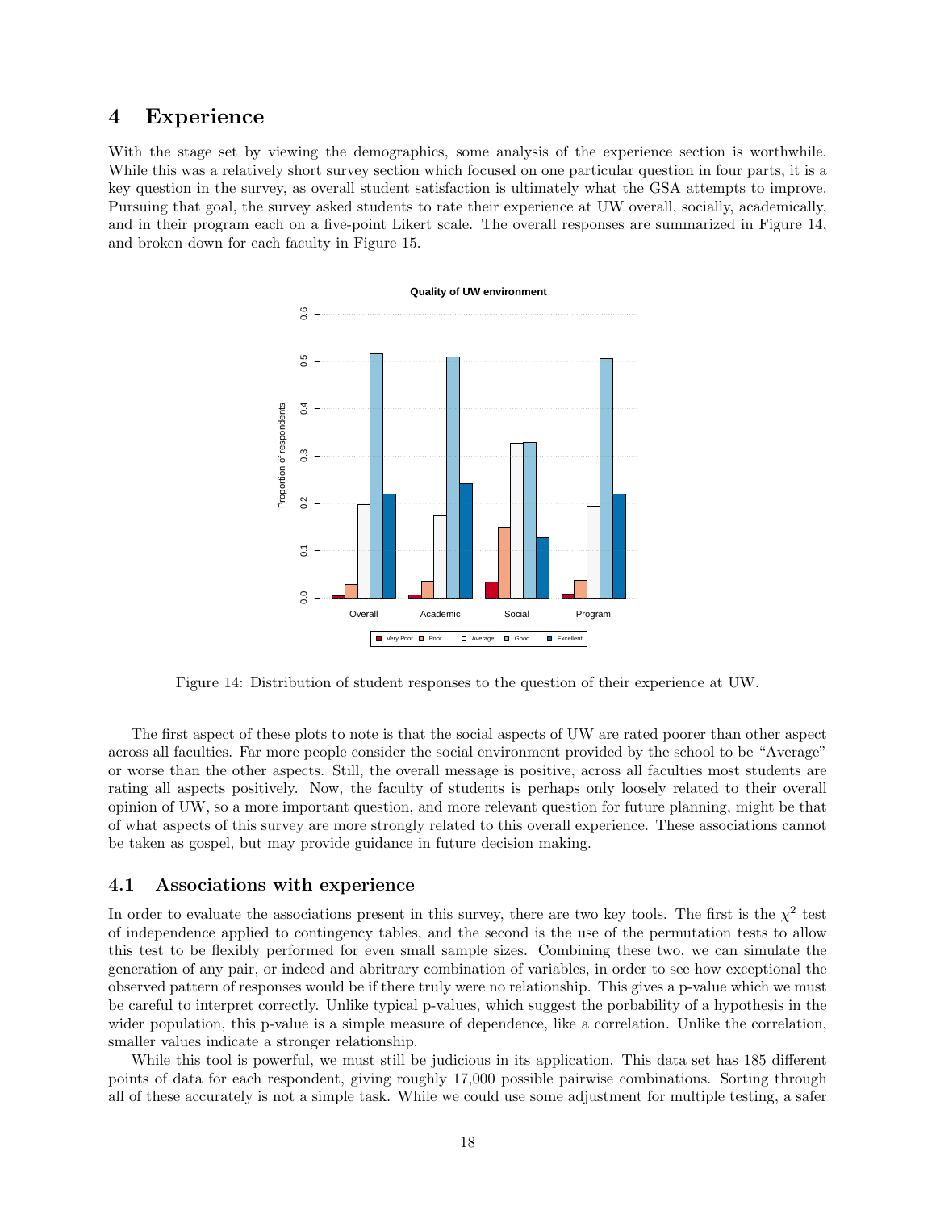# 4 Experience

With the stage set by viewing the demographics, some analysis of the experience section is worthwhile. While this was a relatively short survey section which focused on one particular question in four parts, it is a key question in the survey, as overall student satisfaction is ultimately what the GSA attempts to improve. Pursuing that goal, the survey asked students to rate their experience at UW overall, socially, academically, and in their program each on a five-point Likert scale. The overall responses are summarized in Figure 14, and broken down for each faculty in Figure 15.

Figure 14: Distribution of student responses to the question of their experience at UW.

The first aspect of these plots to note is that the social aspects of UW are rated poorer than other aspect across all faculties. Far more people consider the social environment provided by the school to be "Average" or worse than the other aspects. Still, the overall message is positive, across all faculties most students are rating all aspects positively. Now, the faculty of students is perhaps only loosely related to their overall opinion of UW, so a more important question, and more relevant question for future planning, might be that of what aspects of this survey are more strongly related to this overall experience. These associations cannot be taken as gospel, but may provide guidance in future decision making.

## 4.1 Associations with experience

In order to evaluate the associations present in this survey, there are two key tools. The first is the $\chi^2$ test of independence applied to contingency tables, and the second is the use of the permutation tests to allow this test to be flexibly performed for even small sample sizes. Combining these two, we can simulate the generation of any pair, or indeed and abritrary combination of variables, in order to see how exceptional the observed pattern of responses would be if there truly were no relationship. This gives a p-value which we must be careful to interpret correctly. Unlike typical p-values, which suggest the porbability of a hypothesis in the wider population, this p-value is a simple measure of dependence, like a correlation. Unlike the correlation, smaller values indicate a stronger relationship.

While this tool is powerful, we must still be judicious in its application. This data set has 185 different points of data for each respondent, giving roughly 17,000 possible pairwise combinations. Sorting through all of these accurately is not a simple task. While we could use some adjustment for multiple testing, a safer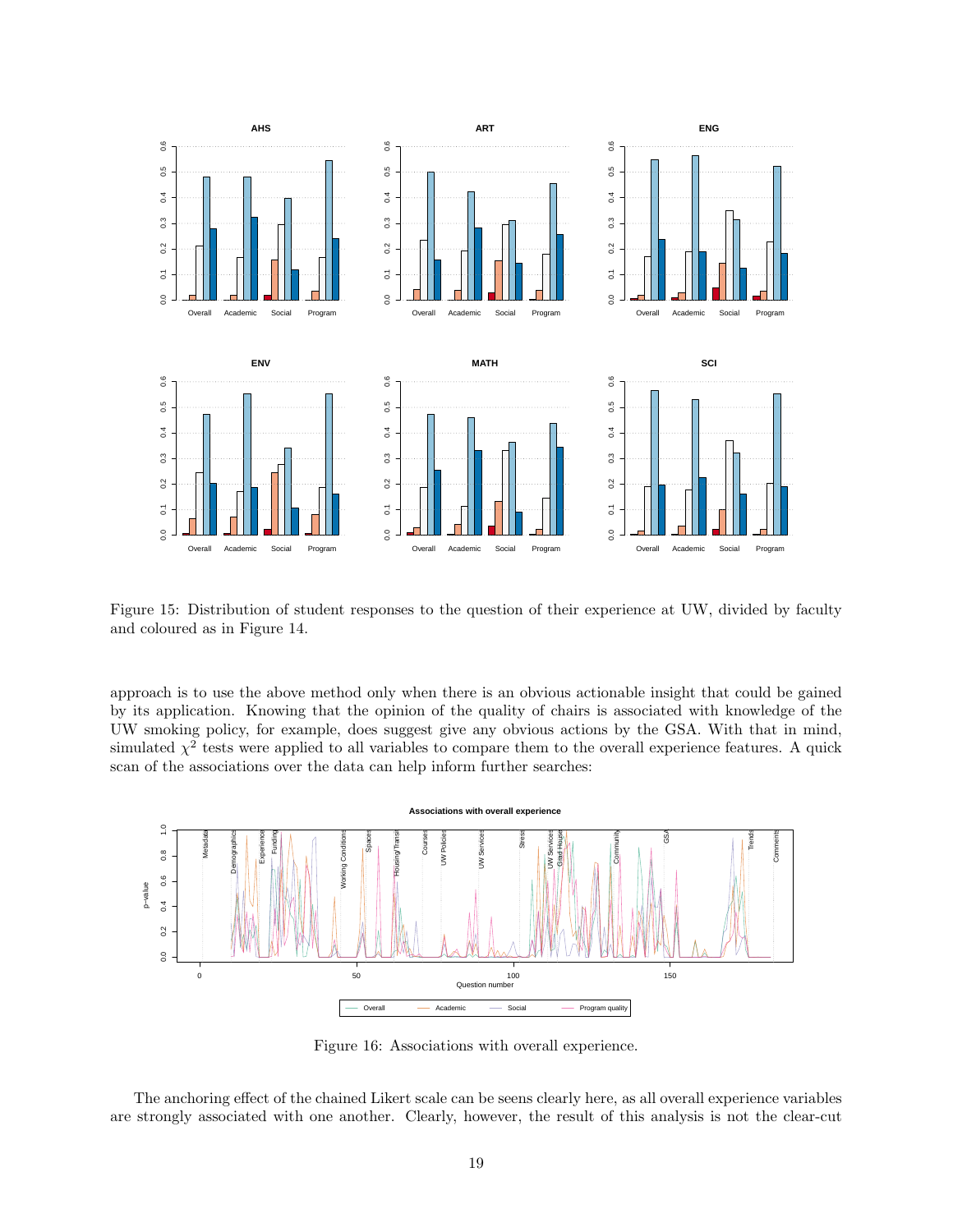Figure 15: Distribution of student responses to the question of their experience at UW, divided by faculty and coloured as in Figure 14.

approach is to use the above method only when there is an obvious actionable insight that could be gained by its application. Knowing that the opinion of the quality of chairs is associated with knowledge of the UW smoking policy, for example, does suggest give any obvious actions by the GSA. With that in mind, simulated $\chi^2$ tests were applied to all variables to compare them to the overall experience features. A quick scan of the associations over the data can help inform further searches:

Figure 16: Associations with overall experience.

The anchoring effect of the chained Likert scale can be seens clearly here, as all overall experience variables are strongly associated with one another. Clearly, however, the result of this analysis is not the clear-cut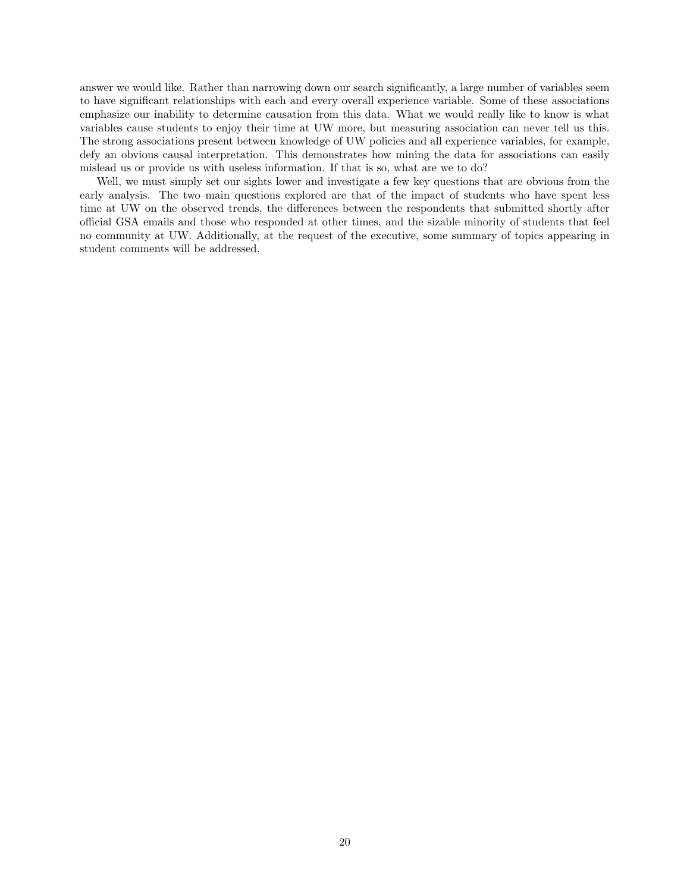answer we would like. Rather than narrowing down our search significantly, a large number of variables seem to have significant relationships with each and every overall experience variable. Some of these associations emphasize our inability to determine causation from this data. What we would really like to know is what variables cause students to enjoy their time at UW more, but measuring association can never tell us this. The strong associations present between knowledge of UW policies and all experience variables, for example, defy an obvious causal interpretation. This demonstrates how mining the data for associations can easily mislead us or provide us with useless information. If that is so, what are we to do?

Well, we must simply set our sights lower and investigate a few key questions that are obvious from the early analysis. The two main questions explored are that of the impact of students who have spent less time at UW on the observed trends, the differences between the respondents that submitted shortly after official GSA emails and those who responded at other times, and the sizable minority of students that feel no community at UW. Additionally, at the request of the executive, some summary of topics appearing in student comments will be addressed.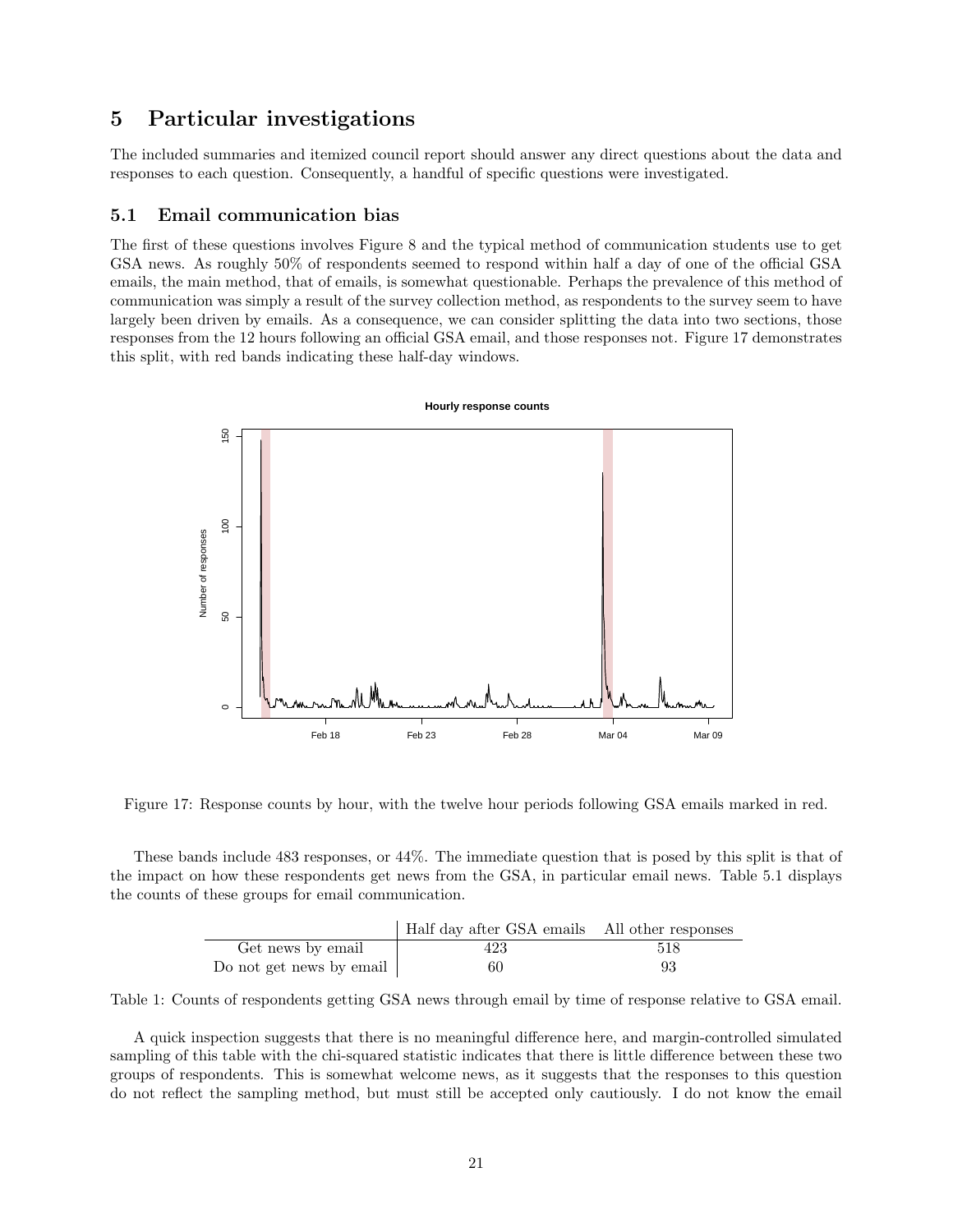# 5 Particular investigations

The included summaries and itemized council report should answer any direct questions about the data and responses to each question. Consequently, a handful of specific questions were investigated.

## 5.1 Email communication bias

The first of these questions involves Figure 8 and the typical method of communication students use to get GSA news. As roughly 50% of respondents seemed to respond within half a day of one of the official GSA emails, the main method, that of emails, is somewhat questionable. Perhaps the prevalence of this method of communication was simply a result of the survey collection method, as respondents to the survey seem to have largely been driven by emails. As a consequence, we can consider splitting the data into two sections, those responses from the 12 hours following an official GSA email, and those responses not. Figure 17 demonstrates this split, with red bands indicating these half-day windows.

Figure 17: Response counts by hour, with the twelve hour periods following GSA emails marked in red.

These bands include 483 responses, or 44%. The immediate question that is posed by this split is that of the impact on how these respondents get news from the GSA, in particular email news. Table 5.1 displays the counts of these groups for email communication.

| | Half day after GSA emails | All other responses |
|---|---|---|
| Get news by email | 423 | 518 |
| Do not get news by email | 60 | 93 |

Table 1: Counts of respondents getting GSA news through email by time of response relative to GSA email.

A quick inspection suggests that there is no meaningful difference here, and margin-controlled simulated sampling of this table with the chi-squared statistic indicates that there is little difference between these two groups of respondents. This is somewhat welcome news, as it suggests that the responses to this question do not reflect the sampling method, but must still be accepted only cautiously. I do not know the email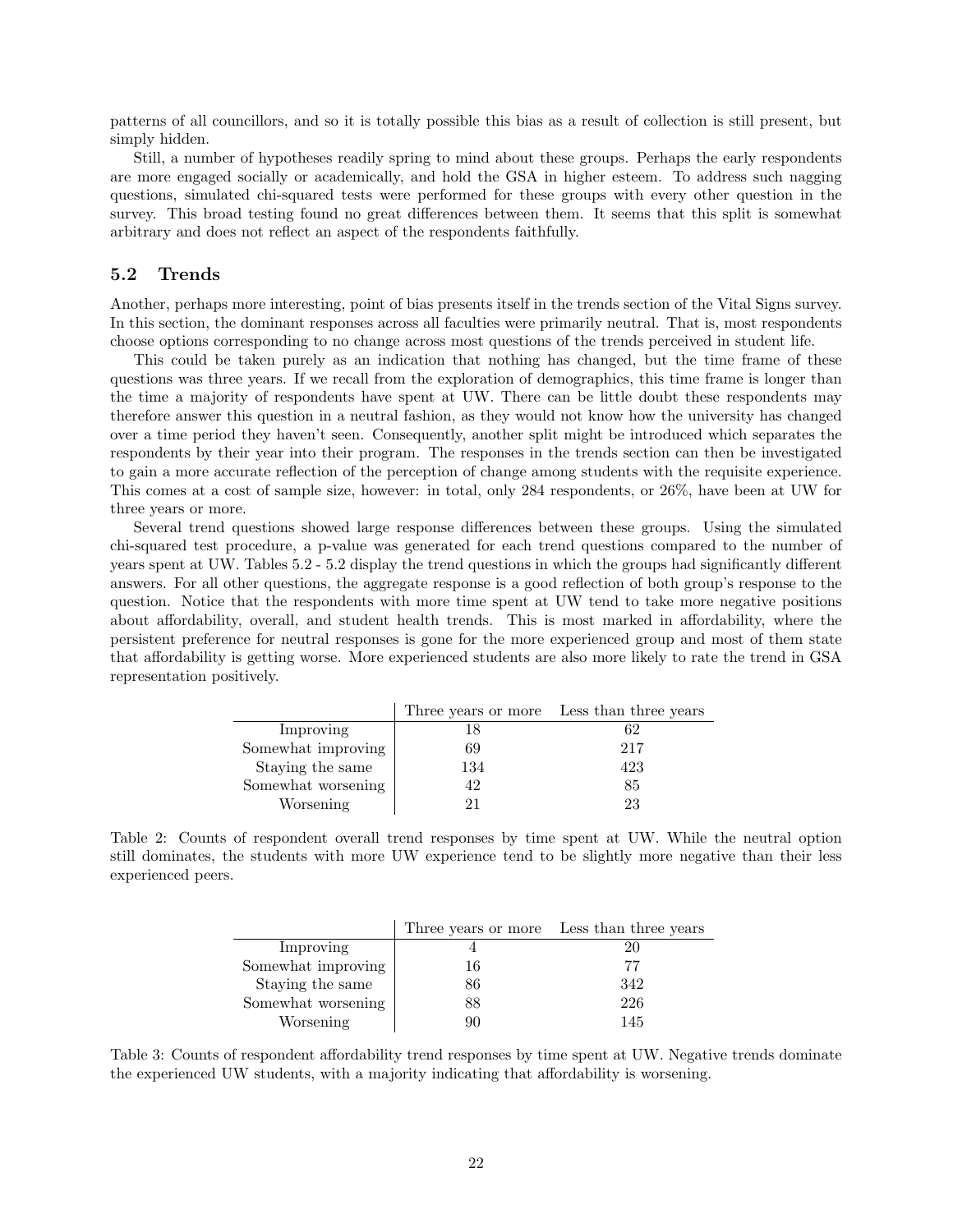patterns of all councillors, and so it is totally possible this bias as a result of collection is still present, but simply hidden.

Still, a number of hypotheses readily spring to mind about these groups. Perhaps the early respondents are more engaged socially or academically, and hold the GSA in higher esteem. To address such nagging questions, simulated chi-squared tests were performed for these groups with every other question in the survey. This broad testing found no great differences between them. It seems that this split is somewhat arbitrary and does not reflect an aspect of the respondents faithfully.

## 5.2 Trends

Another, perhaps more interesting, point of bias presents itself in the trends section of the Vital Signs survey. In this section, the dominant responses across all faculties were primarily neutral. That is, most respondents choose options corresponding to no change across most questions of the trends perceived in student life.

This could be taken purely as an indication that nothing has changed, but the time frame of these questions was three years. If we recall from the exploration of demographics, this time frame is longer than the time a majority of respondents have spent at UW. There can be little doubt these respondents may therefore answer this question in a neutral fashion, as they would not know how the university has changed over a time period they haven't seen. Consequently, another split might be introduced which separates the respondents by their year into their program. The responses in the trends section can then be investigated to gain a more accurate reflection of the perception of change among students with the requisite experience. This comes at a cost of sample size, however: in total, only 284 respondents, or 26%, have been at UW for three years or more.

Several trend questions showed large response differences between these groups. Using the simulated chi-squared test procedure, a p-value was generated for each trend questions compared to the number of years spent at UW. Tables 5.2 - 5.2 display the trend questions in which the groups had significantly different answers. For all other questions, the aggregate response is a good reflection of both group's response to the question. Notice that the respondents with more time spent at UW tend to take more negative positions about affordability, overall, and student health trends. This is most marked in affordability, where the persistent preference for neutral responses is gone for the more experienced group and most of them state that affordability is getting worse. More experienced students are also more likely to rate the trend in GSA representation positively.

| | Three years or more | Less than three years |
|---|---|---|
| Improving | 18 | 62 |
| Somewhat improving | 69 | 217 |
| Staying the same | 134 | 423 |
| Somewhat worsening | 42 | 85 |
| Worsening | 21 | 23 |

Table 2: Counts of respondent overall trend responses by time spent at UW. While the neutral option still dominates, the students with more UW experience tend to be slightly more negative than their less experienced peers.

| | Three years or more | Less than three years |
|---|---|---|
| Improving | 4 | 20 |
| Somewhat improving | 16 | 77 |
| Staying the same | 86 | 342 |
| Somewhat worsening | 88 | 226 |
| Worsening | 90 | 145 |

Table 3: Counts of respondent affordability trend responses by time spent at UW. Negative trends dominate the experienced UW students, with a majority indicating that affordability is worsening.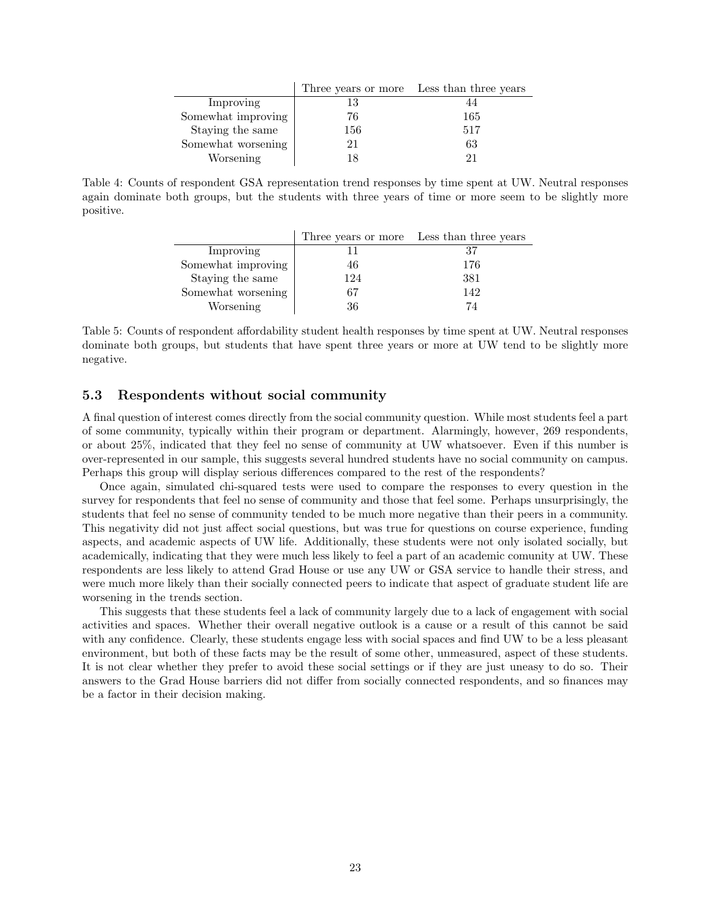| | Three years or more | Less than three years |
|---|---|---|
| Improving | 13 | 44 |
| Somewhat improving | 76 | 165 |
| Staying the same | 156 | 517 |
| Somewhat worsening | 21 | 63 |
| Worsening | 18 | 21 |

Table 4: Counts of respondent GSA representation trend responses by time spent at UW. Neutral responses again dominate both groups, but the students with three years of time or more seem to be slightly more positive.

| | Three years or more | Less than three years |
|---|---|---|
| Improving | 11 | 37 |
| Somewhat improving | 46 | 176 |
| Staying the same | 124 | 381 |
| Somewhat worsening | 67 | 142 |
| Worsening | 36 | 74 |

Table 5: Counts of respondent affordability student health responses by time spent at UW. Neutral responses dominate both groups, but students that have spent three years or more at UW tend to be slightly more negative.

### 5.3 Respondents without social community

A final question of interest comes directly from the social community question. While most students feel a part of some community, typically within their program or department. Alarmingly, however, 269 respondents, or about 25%, indicated that they feel no sense of community at UW whatsoever. Even if this number is over-represented in our sample, this suggests several hundred students have no social community on campus. Perhaps this group will display serious differences compared to the rest of the respondents?

Once again, simulated chi-squared tests were used to compare the responses to every question in the survey for respondents that feel no sense of community and those that feel some. Perhaps unsurprisingly, the students that feel no sense of community tended to be much more negative than their peers in a community. This negativity did not just affect social questions, but was true for questions on course experience, funding aspects, and academic aspects of UW life. Additionally, these students were not only isolated socially, but academically, indicating that they were much less likely to feel a part of an academic comunity at UW. These respondents are less likely to attend Grad House or use any UW or GSA service to handle their stress, and were much more likely than their socially connected peers to indicate that aspect of graduate student life are worsening in the trends section.

This suggests that these students feel a lack of community largely due to a lack of engagement with social activities and spaces. Whether their overall negative outlook is a cause or a result of this cannot be said with any confidence. Clearly, these students engage less with social spaces and find UW to be a less pleasant environment, but both of these facts may be the result of some other, unmeasured, aspect of these students. It is not clear whether they prefer to avoid these social settings or if they are just uneasy to do so. Their answers to the Grad House barriers did not differ from socially connected respondents, and so finances may be a factor in their decision making.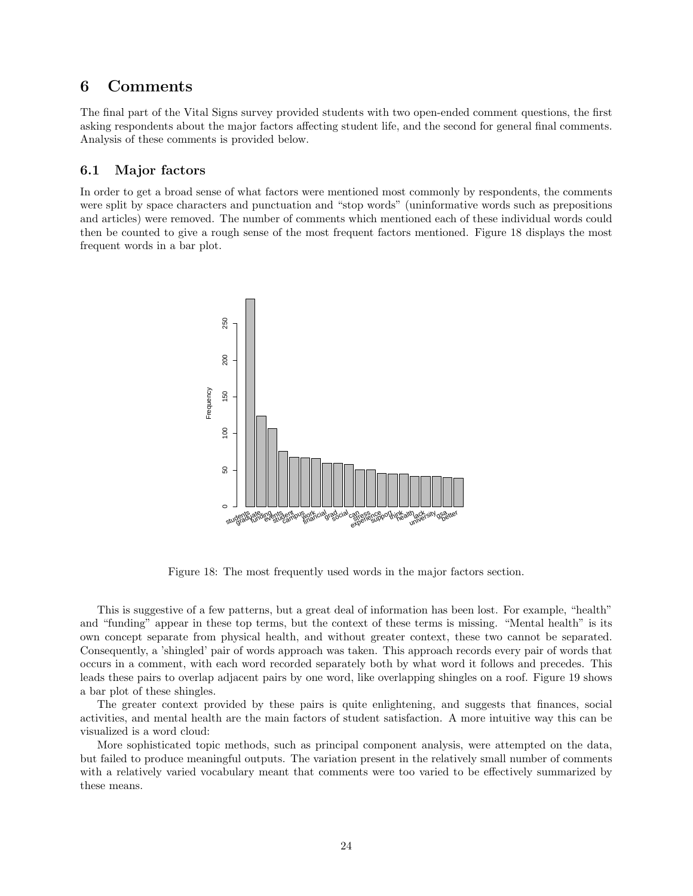# 6 Comments

The final part of the Vital Signs survey provided students with two open-ended comment questions, the first asking respondents about the major factors affecting student life, and the second for general final comments. Analysis of these comments is provided below.

## 6.1 Major factors

In order to get a broad sense of what factors were mentioned most commonly by respondents, the comments were split by space characters and punctuation and "stop words" (uninformative words such as prepositions and articles) were removed. The number of comments which mentioned each of these individual words could then be counted to give a rough sense of the most frequent factors mentioned. Figure 18 displays the most frequent words in a bar plot.

Figure 18: The most frequently used words in the major factors section.

This is suggestive of a few patterns, but a great deal of information has been lost. For example, "health" and "funding" appear in these top terms, but the context of these terms is missing. "Mental health" is its own concept separate from physical health, and without greater context, these two cannot be separated. Consequently, a 'shingled' pair of words approach was taken. This approach records every pair of words that occurs in a comment, with each word recorded separately both by what word it follows and precedes. This leads these pairs to overlap adjacent pairs by one word, like overlapping shingles on a roof. Figure 19 shows a bar plot of these shingles.

The greater context provided by these pairs is quite enlightening, and suggests that finances, social activities, and mental health are the main factors of student satisfaction. A more intuitive way this can be visualized is a word cloud:

More sophisticated topic methods, such as principal component analysis, were attempted on the data, but failed to produce meaningful outputs. The variation present in the relatively small number of comments with a relatively varied vocabulary meant that comments were too varied to be effectively summarized by these means.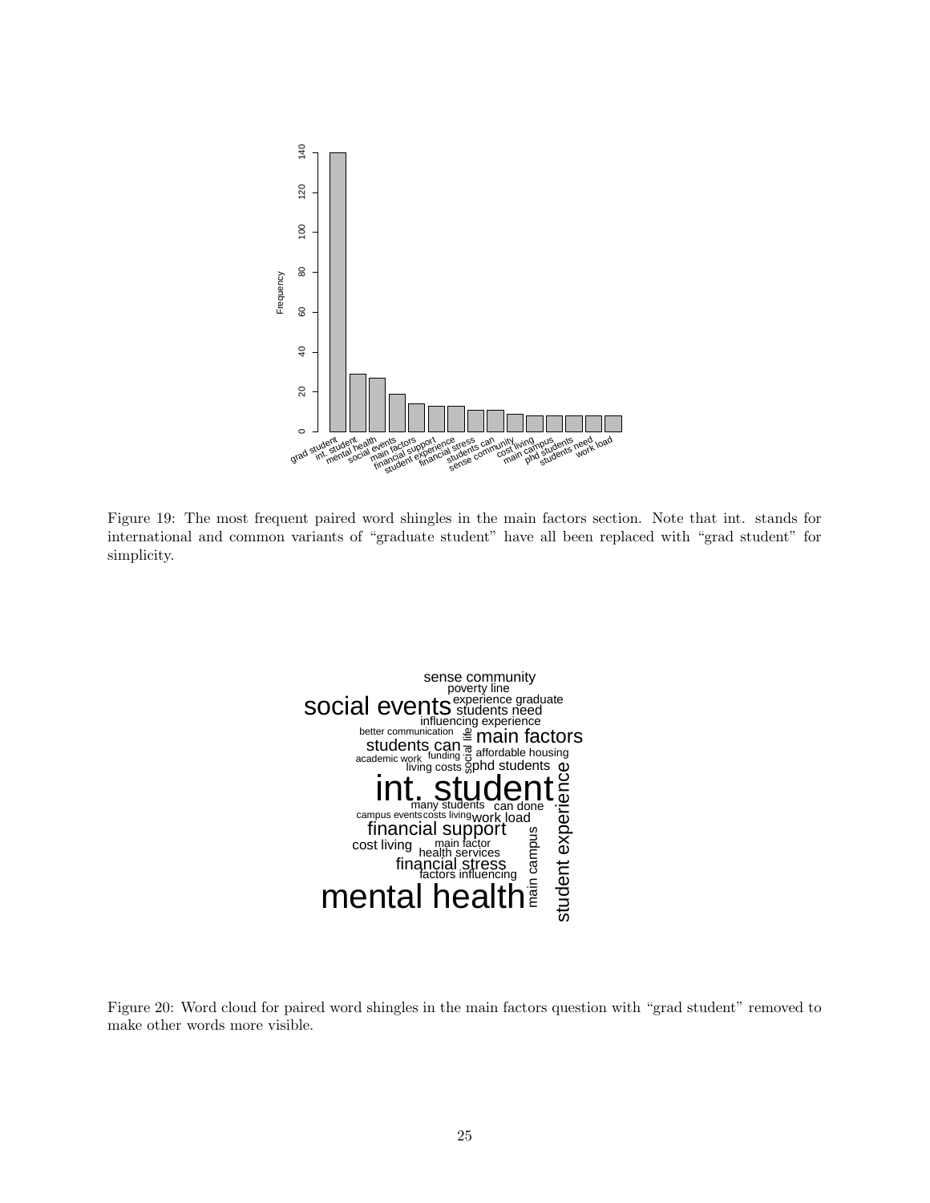Figure 19: The most frequent paired word shingles in the main factors section. Note that int. stands for international and common variants of "graduate student" have all been replaced with "grad student" for simplicity.

Figure 20: Word cloud for paired word shingles in the main factors question with "grad student" removed to make other words more visible.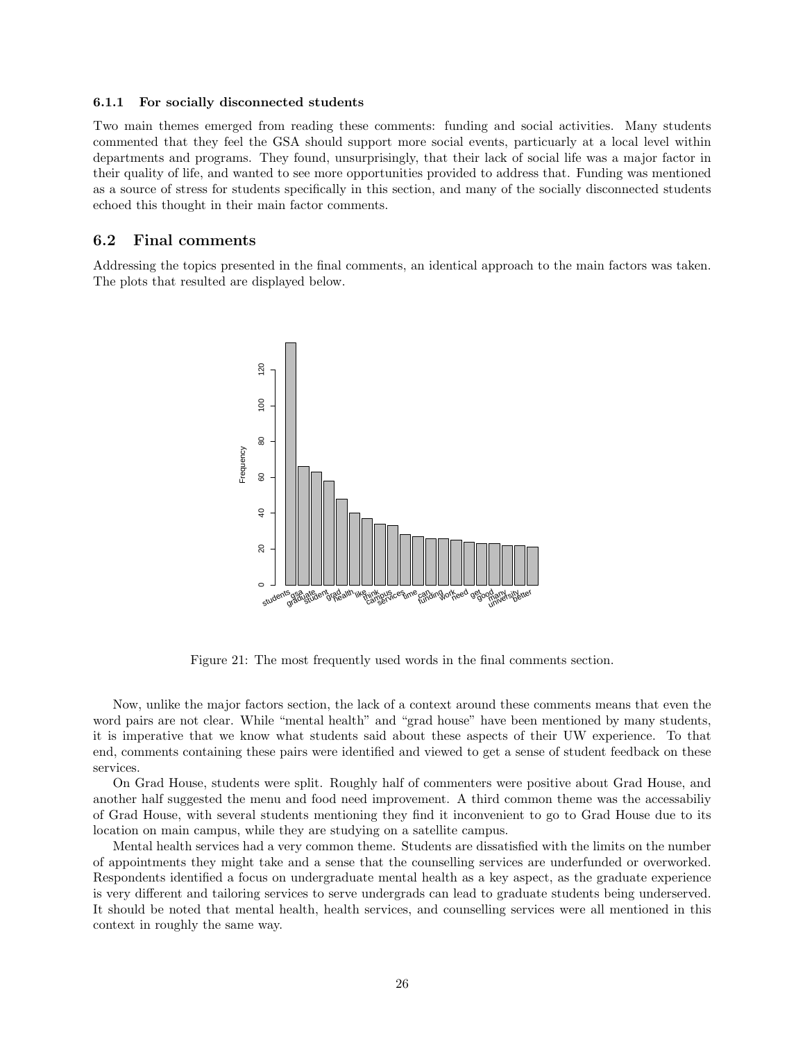#### 6.1.1 For socially disconnected students

Two main themes emerged from reading these comments: funding and social activities. Many students commented that they feel the GSA should support more social events, particuarly at a local level within departments and programs. They found, unsurprisingly, that their lack of social life was a major factor in their quality of life, and wanted to see more opportunities provided to address that. Funding was mentioned as a source of stress for students specifically in this section, and many of the socially disconnected students echoed this thought in their main factor comments.

### 6.2 Final comments

Addressing the topics presented in the final comments, an identical approach to the main factors was taken. The plots that resulted are displayed below.

Figure 21: The most frequently used words in the final comments section.

Now, unlike the major factors section, the lack of a context around these comments means that even the word pairs are not clear. While "mental health" and "grad house" have been mentioned by many students, it is imperative that we know what students said about these aspects of their UW experience. To that end, comments containing these pairs were identified and viewed to get a sense of student feedback on these services.

On Grad House, students were split. Roughly half of commenters were positive about Grad House, and another half suggested the menu and food need improvement. A third common theme was the accessabiliy of Grad House, with several students mentioning they find it inconvenient to go to Grad House due to its location on main campus, while they are studying on a satellite campus.

Mental health services had a very common theme. Students are dissatisfied with the limits on the number of appointments they might take and a sense that the counselling services are underfunded or overworked. Respondents identified a focus on undergraduate mental health as a key aspect, as the graduate experience is very different and tailoring services to serve undergrads can lead to graduate students being underserved. It should be noted that mental health, health services, and counselling services were all mentioned in this context in roughly the same way.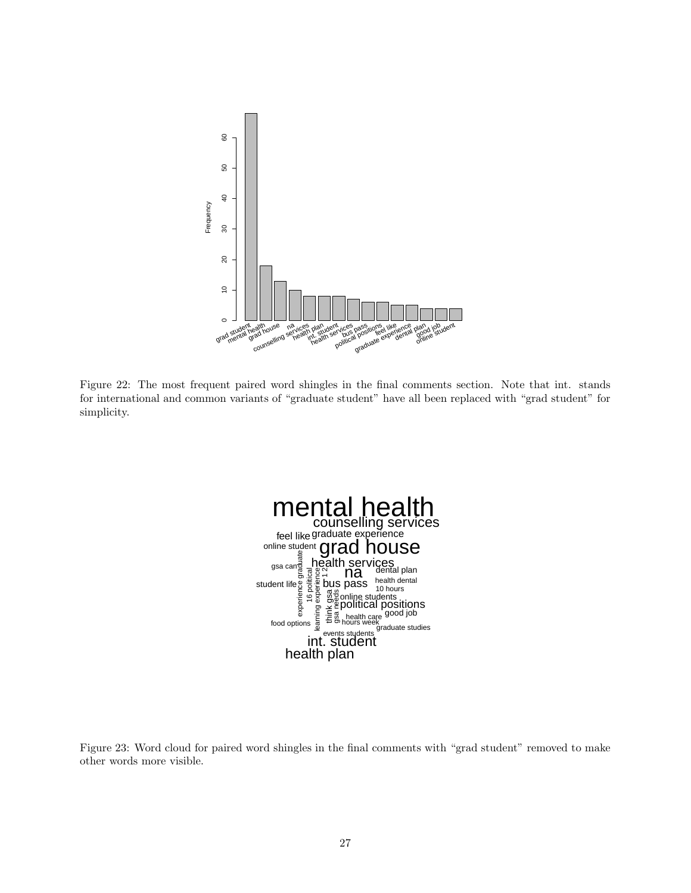Figure 22: The most frequent paired word shingles in the final comments section. Note that int. stands for international and common variants of "graduate student" have all been replaced with "grad student" for simplicity.

Figure 23: Word cloud for paired word shingles in the final comments with "grad student" removed to make other words more visible.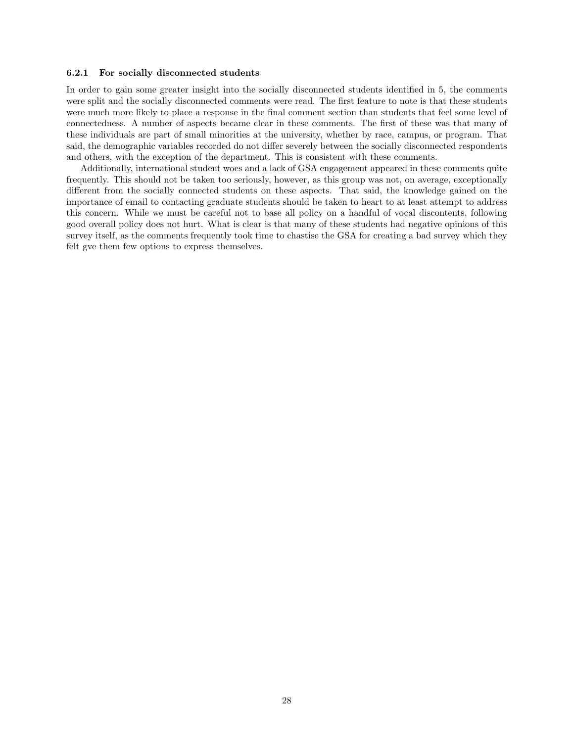#### 6.2.1 For socially disconnected students

In order to gain some greater insight into the socially disconnected students identified in 5, the comments were split and the socially disconnected comments were read. The first feature to note is that these students were much more likely to place a response in the final comment section than students that feel some level of connectedness. A number of aspects became clear in these comments. The first of these was that many of these individuals are part of small minorities at the university, whether by race, campus, or program. That said, the demographic variables recorded do not differ severely between the socially disconnected respondents and others, with the exception of the department. This is consistent with these comments.

Additionally, international student woes and a lack of GSA engagement appeared in these comments quite frequently. This should not be taken too seriously, however, as this group was not, on average, exceptionally different from the socially connected students on these aspects. That said, the knowledge gained on the importance of email to contacting graduate students should be taken to heart to at least attempt to address this concern. While we must be careful not to base all policy on a handful of vocal discontents, following good overall policy does not hurt. What is clear is that many of these students had negative opinions of this survey itself, as the comments frequently took time to chastise the GSA for creating a bad survey which they felt gve them few options to express themselves.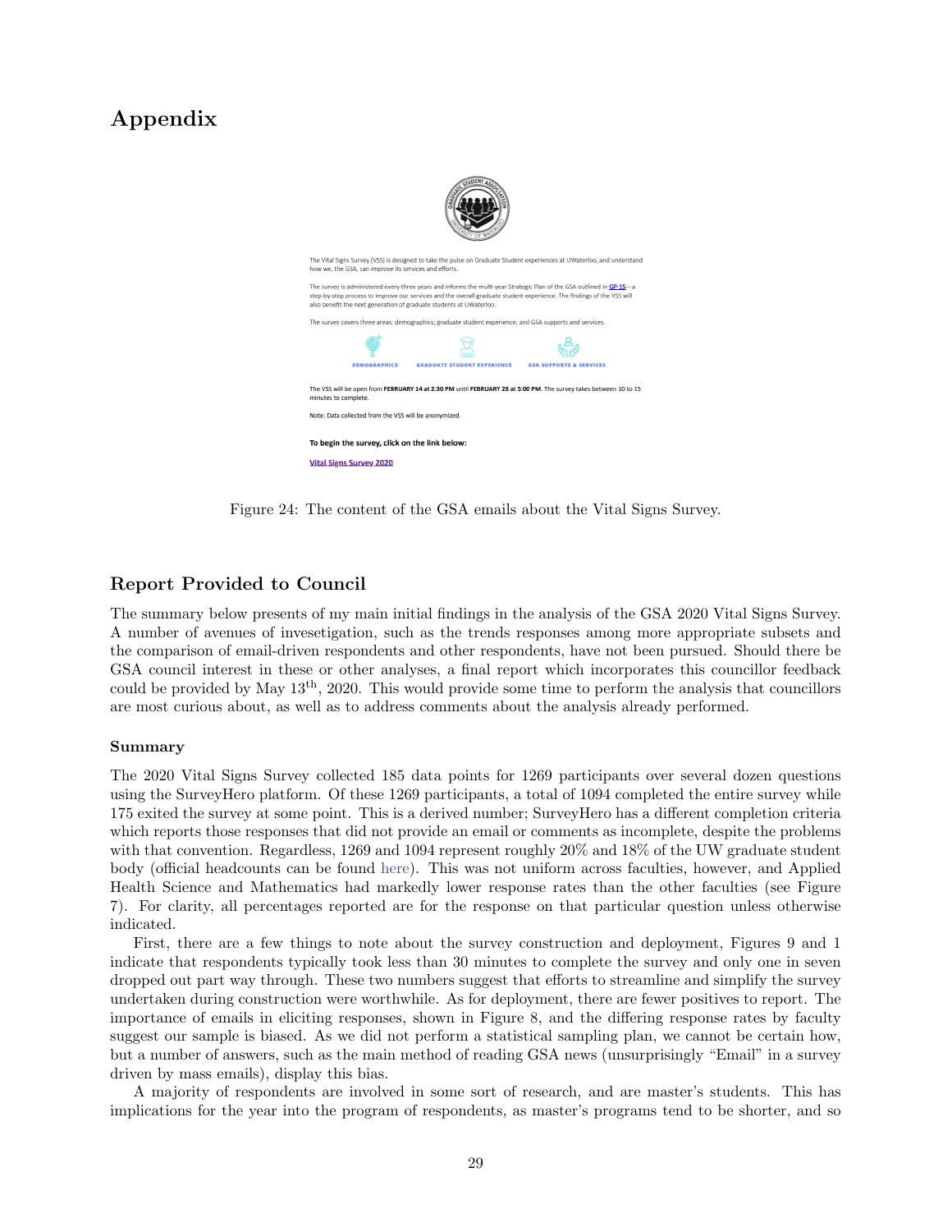# Appendix

The Vital Signs Survey (VSS) is designed to take the pulse on Graduate Student experiences at UWaterloo, and understand how we, the GSA, can improve its services and efforts.

The survey is administered every three years and informs the multi-year Strategic Plan of the GSA outlined in GP-15—a step-by-step process to improve our services and the overall graduate student experience. The findings of the VSS will also benefit the next generation of graduate students at UWaterloo.

The survey covers three areas: demographics; graduate student experience; and GSA supports and services.

DEMOGRAPHICS GRADUATE STUDENT EXPERIENCE GSA SUPPORTS & SERVICES

The VSS will be open from **FEBRUARY 14 at 2:30 PM** until **FEBRUARY 28 at 5:00 PM**. The survey takes between 10 to 15 minutes to complete.

Note: Data collected from the VSS will be anonymized.

**To begin the survey, click on the link below:**

Vital Signs Survey 2020

Figure 24: The content of the GSA emails about the Vital Signs Survey.

## Report Provided to Council

The summary below presents of my main initial findings in the analysis of the GSA 2020 Vital Signs Survey. A number of avenues of invesetigation, such as the trends responses among more appropriate subsets and the comparison of email-driven respondents and other respondents, have not been pursued. Should there be GSA council interest in these or other analyses, a final report which incorporates this councillor feedback could be provided by May 13th, 2020. This would provide some time to perform the analysis that councillors are most curious about, as well as to address comments about the analysis already performed.

### Summary

The 2020 Vital Signs Survey collected 185 data points for 1269 participants over several dozen questions using the SurveyHero platform. Of these 1269 participants, a total of 1094 completed the entire survey while 175 exited the survey at some point. This is a derived number; SurveyHero has a different completion criteria which reports those responses that did not provide an email or comments as incomplete, despite the problems with that convention. Regardless, 1269 and 1094 represent roughly 20% and 18% of the UW graduate student body (official headcounts can be found here). This was not uniform across faculties, however, and Applied Health Science and Mathematics had markedly lower response rates than the other faculties (see Figure 7). For clarity, all percentages reported are for the response on that particular question unless otherwise indicated.

First, there are a few things to note about the survey construction and deployment, Figures 9 and 1 indicate that respondents typically took less than 30 minutes to complete the survey and only one in seven dropped out part way through. These two numbers suggest that efforts to streamline and simplify the survey undertaken during construction were worthwhile. As for deployment, there are fewer positives to report. The importance of emails in eliciting responses, shown in Figure 8, and the differing response rates by faculty suggest our sample is biased. As we did not perform a statistical sampling plan, we cannot be certain how, but a number of answers, such as the main method of reading GSA news (unsurprisingly "Email" in a survey driven by mass emails), display this bias.

A majority of respondents are involved in some sort of research, and are master's students. This has implications for the year into the program of respondents, as master's programs tend to be shorter, and so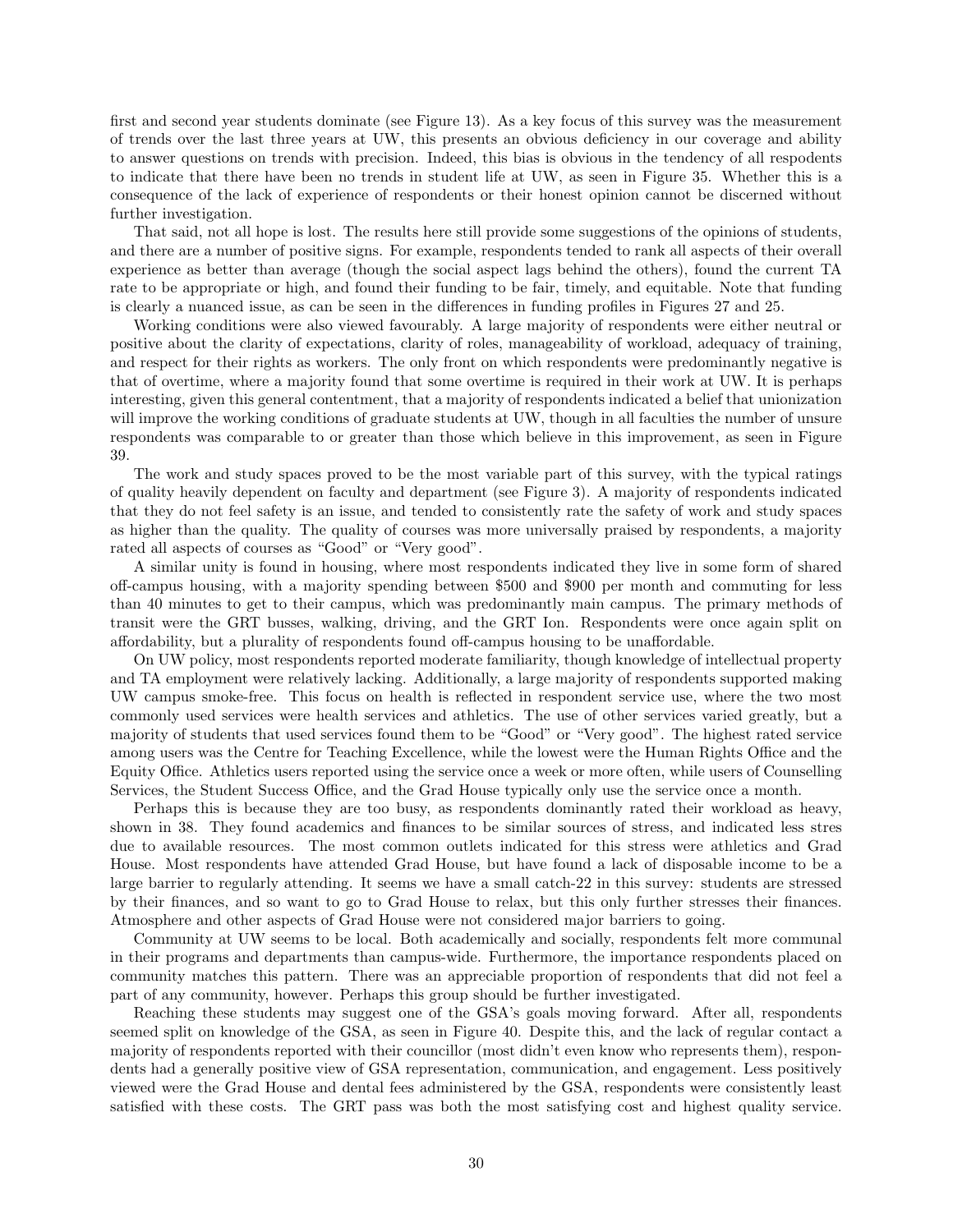first and second year students dominate (see Figure 13). As a key focus of this survey was the measurement of trends over the last three years at UW, this presents an obvious deficiency in our coverage and ability to answer questions on trends with precision. Indeed, this bias is obvious in the tendency of all respodents to indicate that there have been no trends in student life at UW, as seen in Figure 35. Whether this is a consequence of the lack of experience of respondents or their honest opinion cannot be discerned without further investigation.

That said, not all hope is lost. The results here still provide some suggestions of the opinions of students, and there are a number of positive signs. For example, respondents tended to rank all aspects of their overall experience as better than average (though the social aspect lags behind the others), found the current TA rate to be appropriate or high, and found their funding to be fair, timely, and equitable. Note that funding is clearly a nuanced issue, as can be seen in the differences in funding profiles in Figures 27 and 25.

Working conditions were also viewed favourably. A large majority of respondents were either neutral or positive about the clarity of expectations, clarity of roles, manageability of workload, adequacy of training, and respect for their rights as workers. The only front on which respondents were predominantly negative is that of overtime, where a majority found that some overtime is required in their work at UW. It is perhaps interesting, given this general contentment, that a majority of respondents indicated a belief that unionization will improve the working conditions of graduate students at UW, though in all faculties the number of unsure respondents was comparable to or greater than those which believe in this improvement, as seen in Figure 39.

The work and study spaces proved to be the most variable part of this survey, with the typical ratings of quality heavily dependent on faculty and department (see Figure 3). A majority of respondents indicated that they do not feel safety is an issue, and tended to consistently rate the safety of work and study spaces as higher than the quality. The quality of courses was more universally praised by respondents, a majority rated all aspects of courses as "Good" or "Very good".

A similar unity is found in housing, where most respondents indicated they live in some form of shared off-campus housing, with a majority spending between \$500 and \$900 per month and commuting for less than 40 minutes to get to their campus, which was predominantly main campus. The primary methods of transit were the GRT busses, walking, driving, and the GRT Ion. Respondents were once again split on affordability, but a plurality of respondents found off-campus housing to be unaffordable.

On UW policy, most respondents reported moderate familiarity, though knowledge of intellectual property and TA employment were relatively lacking. Additionally, a large majority of respondents supported making UW campus smoke-free. This focus on health is reflected in respondent service use, where the two most commonly used services were health services and athletics. The use of other services varied greatly, but a majority of students that used services found them to be "Good" or "Very good". The highest rated service among users was the Centre for Teaching Excellence, while the lowest were the Human Rights Office and the Equity Office. Athletics users reported using the service once a week or more often, while users of Counselling Services, the Student Success Office, and the Grad House typically only use the service once a month.

Perhaps this is because they are too busy, as respondents dominantly rated their workload as heavy, shown in 38. They found academics and finances to be similar sources of stress, and indicated less stres due to available resources. The most common outlets indicated for this stress were athletics and Grad House. Most respondents have attended Grad House, but have found a lack of disposable income to be a large barrier to regularly attending. It seems we have a small catch-22 in this survey: students are stressed by their finances, and so want to go to Grad House to relax, but this only further stresses their finances. Atmosphere and other aspects of Grad House were not considered major barriers to going.

Community at UW seems to be local. Both academically and socially, respondents felt more communal in their programs and departments than campus-wide. Furthermore, the importance respondents placed on community matches this pattern. There was an appreciable proportion of respondents that did not feel a part of any community, however. Perhaps this group should be further investigated.

Reaching these students may suggest one of the GSA's goals moving forward. After all, respondents seemed split on knowledge of the GSA, as seen in Figure 40. Despite this, and the lack of regular contact a majority of respondents reported with their councillor (most didn't even know who represents them), respondents had a generally positive view of GSA representation, communication, and engagement. Less positively viewed were the Grad House and dental fees administered by the GSA, respondents were consistently least satisfied with these costs. The GRT pass was both the most satisfying cost and highest quality service.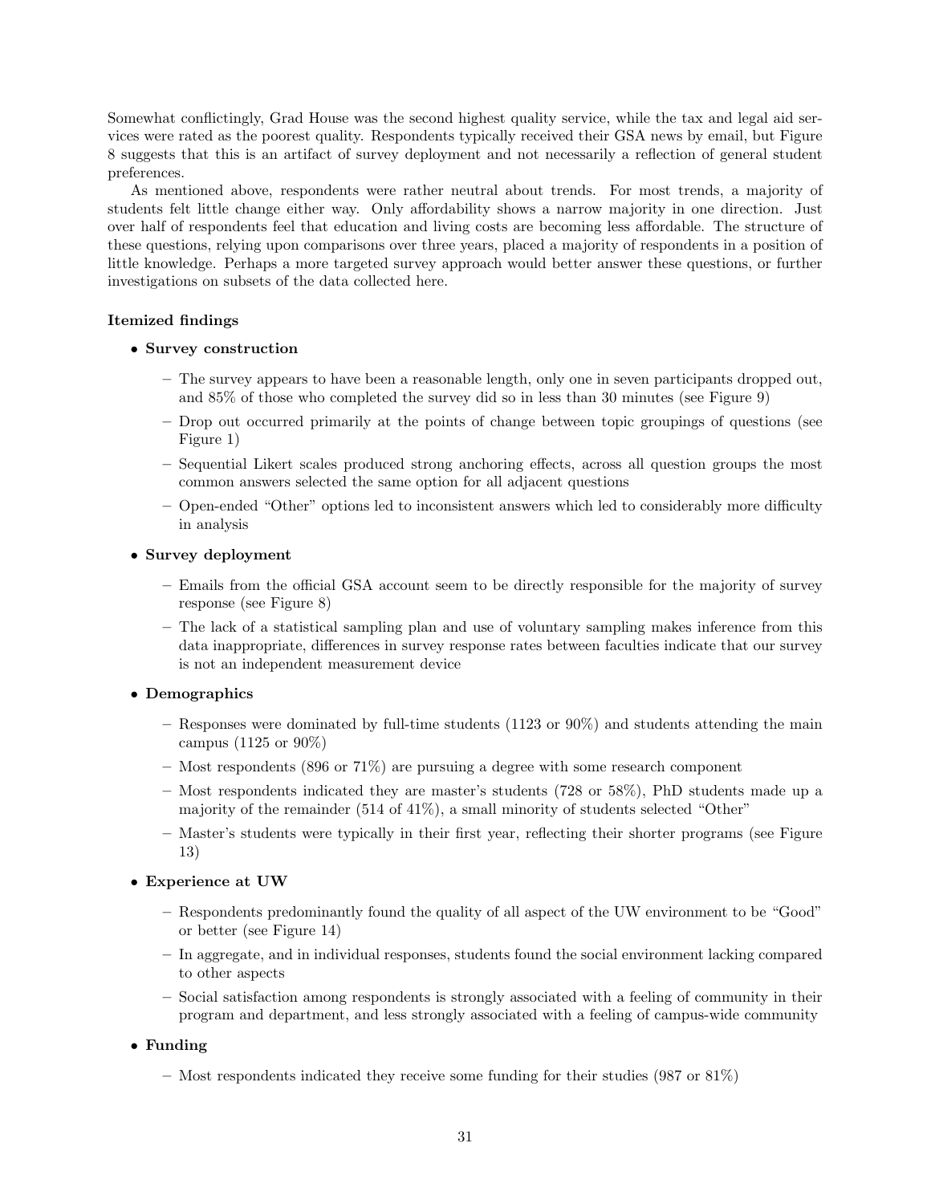Somewhat conflictingly, Grad House was the second highest quality service, while the tax and legal aid services were rated as the poorest quality. Respondents typically received their GSA news by email, but Figure 8 suggests that this is an artifact of survey deployment and not necessarily a reflection of general student preferences.

As mentioned above, respondents were rather neutral about trends. For most trends, a majority of students felt little change either way. Only affordability shows a narrow majority in one direction. Just over half of respondents feel that education and living costs are becoming less affordable. The structure of these questions, relying upon comparisons over three years, placed a majority of respondents in a position of little knowledge. Perhaps a more targeted survey approach would better answer these questions, or further investigations on subsets of the data collected here.

**Itemized findings**

- **Survey construction**
  - The survey appears to have been a reasonable length, only one in seven participants dropped out, and 85% of those who completed the survey did so in less than 30 minutes (see Figure 9)
  - Drop out occurred primarily at the points of change between topic groupings of questions (see Figure 1)
  - Sequential Likert scales produced strong anchoring effects, across all question groups the most common answers selected the same option for all adjacent questions
  - Open-ended "Other" options led to inconsistent answers which led to considerably more difficulty in analysis
- **Survey deployment**
  - Emails from the official GSA account seem to be directly responsible for the majority of survey response (see Figure 8)
  - The lack of a statistical sampling plan and use of voluntary sampling makes inference from this data inappropriate, differences in survey response rates between faculties indicate that our survey is not an independent measurement device
- **Demographics**
  - Responses were dominated by full-time students (1123 or 90%) and students attending the main campus (1125 or 90%)
  - Most respondents (896 or 71%) are pursuing a degree with some research component
  - Most respondents indicated they are master's students (728 or 58%), PhD students made up a majority of the remainder (514 of 41%), a small minority of students selected "Other"
  - Master's students were typically in their first year, reflecting their shorter programs (see Figure 13)
- **Experience at UW**
  - Respondents predominantly found the quality of all aspect of the UW environment to be "Good" or better (see Figure 14)
  - In aggregate, and in individual responses, students found the social environment lacking compared to other aspects
  - Social satisfaction among respondents is strongly associated with a feeling of community in their program and department, and less strongly associated with a feeling of campus-wide community
- **Funding**
  - Most respondents indicated they receive some funding for their studies (987 or 81%)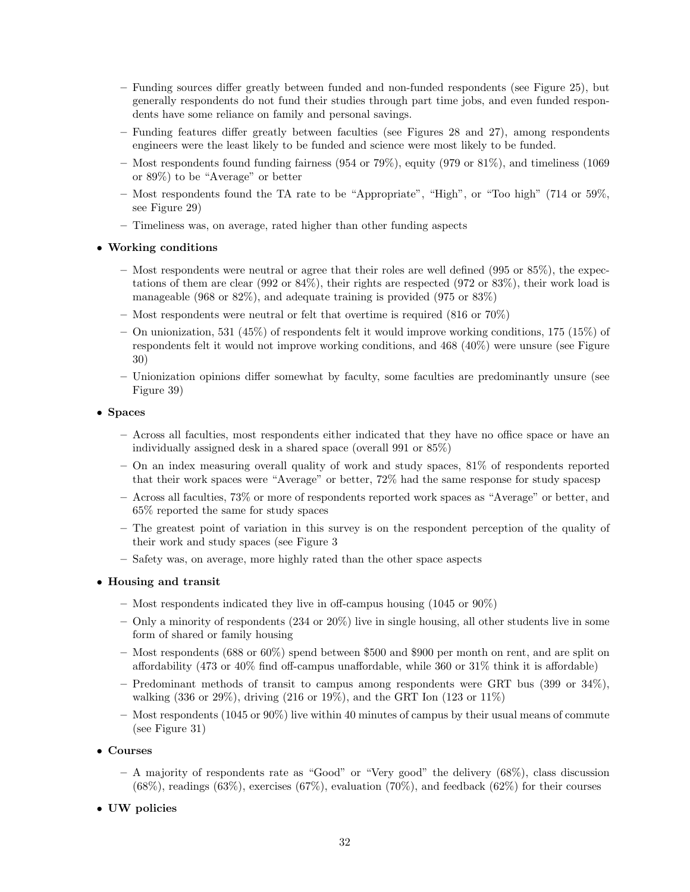- Funding sources differ greatly between funded and non-funded respondents (see Figure 25), but generally respondents do not fund their studies through part time jobs, and even funded respondents have some reliance on family and personal savings.
  - Funding features differ greatly between faculties (see Figures 28 and 27), among respondents engineers were the least likely to be funded and science were most likely to be funded.
  - Most respondents found funding fairness (954 or 79%), equity (979 or 81%), and timeliness (1069 or 89%) to be "Average" or better
  - Most respondents found the TA rate to be "Appropriate", "High", or "Too high" (714 or 59%, see Figure 29)
  - Timeliness was, on average, rated higher than other funding aspects

- **Working conditions**
  - Most respondents were neutral or agree that their roles are well defined (995 or 85%), the expectations of them are clear (992 or 84%), their rights are respected (972 or 83%), their work load is manageable (968 or 82%), and adequate training is provided (975 or 83%)
  - Most respondents were neutral or felt that overtime is required (816 or 70%)
  - On unionization, 531 (45%) of respondents felt it would improve working conditions, 175 (15%) of respondents felt it would not improve working conditions, and 468 (40%) were unsure (see Figure 30)
  - Unionization opinions differ somewhat by faculty, some faculties are predominantly unsure (see Figure 39)

- **Spaces**
  - Across all faculties, most respondents either indicated that they have no office space or have an individually assigned desk in a shared space (overall 991 or 85%)
  - On an index measuring overall quality of work and study spaces, 81% of respondents reported that their work spaces were "Average" or better, 72% had the same response for study spacesp
  - Across all faculties, 73% or more of respondents reported work spaces as "Average" or better, and 65% reported the same for study spaces
  - The greatest point of variation in this survey is on the respondent perception of the quality of their work and study spaces (see Figure 3
  - Safety was, on average, more highly rated than the other space aspects

- **Housing and transit**
  - Most respondents indicated they live in off-campus housing (1045 or 90%)
  - Only a minority of respondents (234 or 20%) live in single housing, all other students live in some form of shared or family housing
  - Most respondents (688 or 60%) spend between $500 and $900 per month on rent, and are split on affordability (473 or 40% find off-campus unaffordable, while 360 or 31% think it is affordable)
  - Predominant methods of transit to campus among respondents were GRT bus (399 or 34%), walking (336 or 29%), driving (216 or 19%), and the GRT Ion (123 or 11%)
  - Most respondents (1045 or 90%) live within 40 minutes of campus by their usual means of commute (see Figure 31)

- **Courses**
  - A majority of respondents rate as "Good" or "Very good" the delivery (68%), class discussion (68%), readings (63%), exercises (67%), evaluation (70%), and feedback (62%) for their courses

- **UW policies**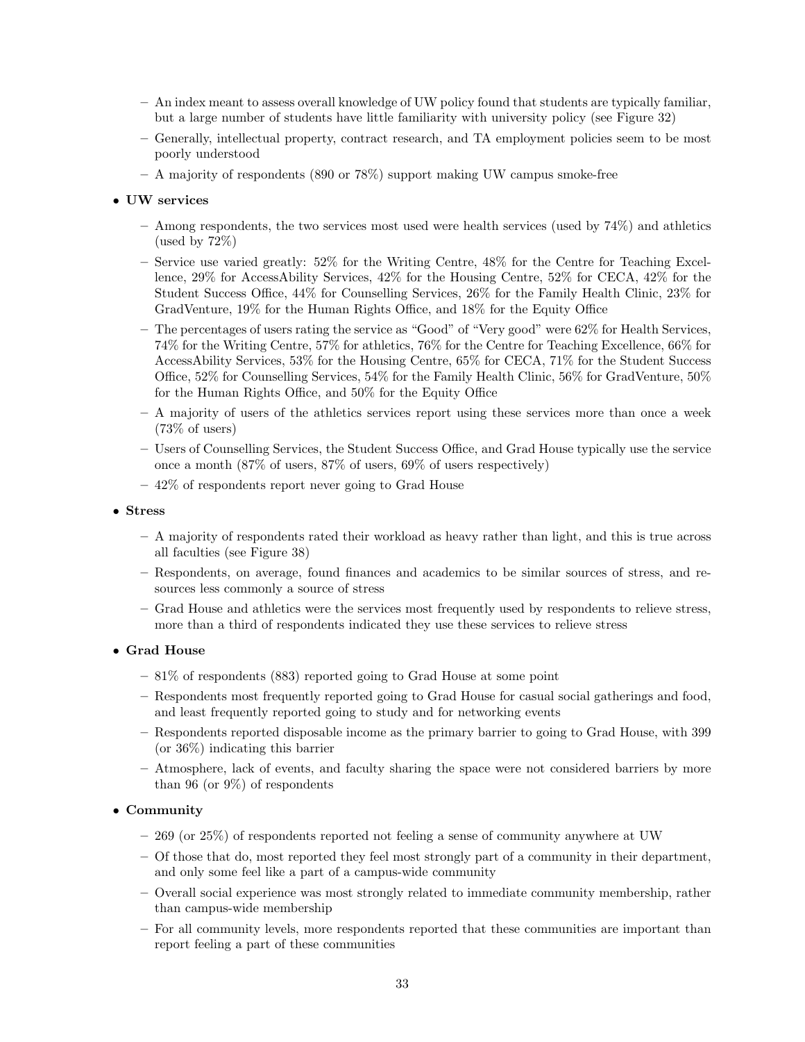- An index meant to assess overall knowledge of UW policy found that students are typically familiar, but a large number of students have little familiarity with university policy (see Figure 32)
  - Generally, intellectual property, contract research, and TA employment policies seem to be most poorly understood
  - A majority of respondents (890 or 78%) support making UW campus smoke-free

- **UW services**
  - Among respondents, the two services most used were health services (used by 74%) and athletics (used by 72%)
  - Service use varied greatly: 52% for the Writing Centre, 48% for the Centre for Teaching Excellence, 29% for AccessAbility Services, 42% for the Housing Centre, 52% for CECA, 42% for the Student Success Office, 44% for Counselling Services, 26% for the Family Health Clinic, 23% for GradVenture, 19% for the Human Rights Office, and 18% for the Equity Office
  - The percentages of users rating the service as "Good" of "Very good" were 62% for Health Services, 74% for the Writing Centre, 57% for athletics, 76% for the Centre for Teaching Excellence, 66% for AccessAbility Services, 53% for the Housing Centre, 65% for CECA, 71% for the Student Success Office, 52% for Counselling Services, 54% for the Family Health Clinic, 56% for GradVenture, 50% for the Human Rights Office, and 50% for the Equity Office
  - A majority of users of the athletics services report using these services more than once a week (73% of users)
  - Users of Counselling Services, the Student Success Office, and Grad House typically use the service once a month (87% of users, 87% of users, 69% of users respectively)
  - 42% of respondents report never going to Grad House

- **Stress**
  - A majority of respondents rated their workload as heavy rather than light, and this is true across all faculties (see Figure 38)
  - Respondents, on average, found finances and academics to be similar sources of stress, and resources less commonly a source of stress
  - Grad House and athletics were the services most frequently used by respondents to relieve stress, more than a third of respondents indicated they use these services to relieve stress

- **Grad House**
  - 81% of respondents (883) reported going to Grad House at some point
  - Respondents most frequently reported going to Grad House for casual social gatherings and food, and least frequently reported going to study and for networking events
  - Respondents reported disposable income as the primary barrier to going to Grad House, with 399 (or 36%) indicating this barrier
  - Atmosphere, lack of events, and faculty sharing the space were not considered barriers by more than 96 (or 9%) of respondents

- **Community**
  - 269 (or 25%) of respondents reported not feeling a sense of community anywhere at UW
  - Of those that do, most reported they feel most strongly part of a community in their department, and only some feel like a part of a campus-wide community
  - Overall social experience was most strongly related to immediate community membership, rather than campus-wide membership
  - For all community levels, more respondents reported that these communities are important than report feeling a part of these communities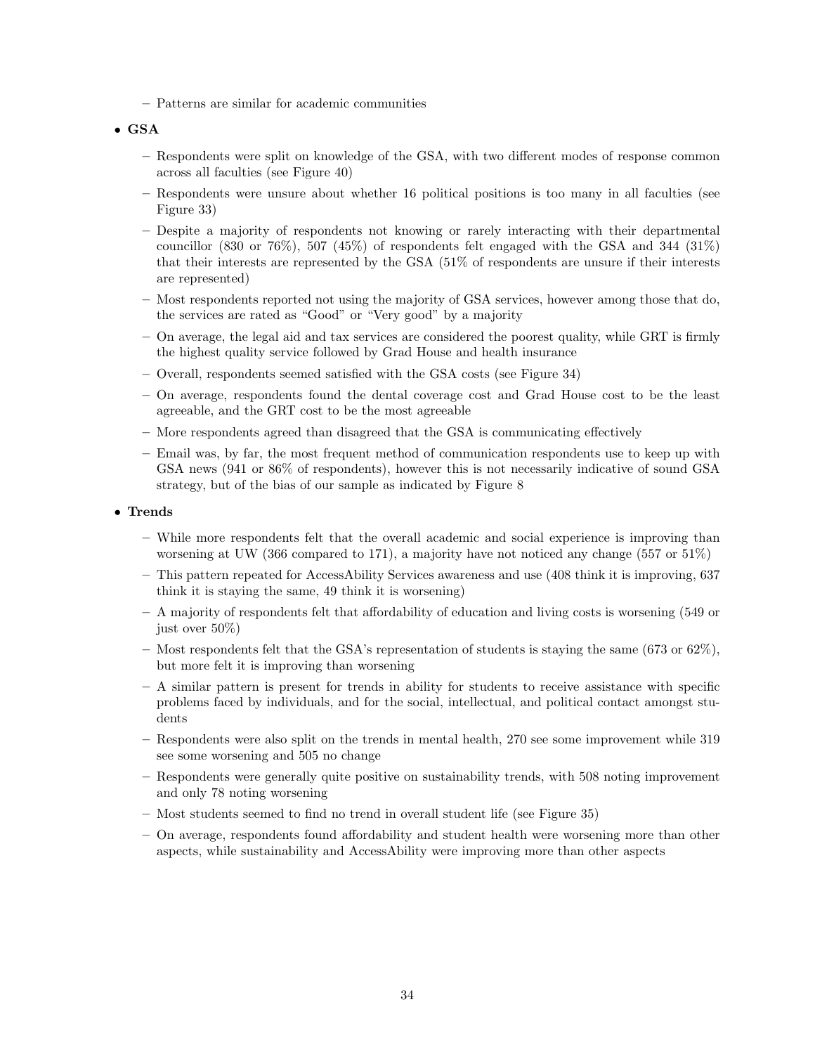- Patterns are similar for academic communities

- **GSA**
  - Respondents were split on knowledge of the GSA, with two different modes of response common across all faculties (see Figure 40)
  - Respondents were unsure about whether 16 political positions is too many in all faculties (see Figure 33)
  - Despite a majority of respondents not knowing or rarely interacting with their departmental councillor (830 or 76%), 507 (45%) of respondents felt engaged with the GSA and 344 (31%) that their interests are represented by the GSA (51% of respondents are unsure if their interests are represented)
  - Most respondents reported not using the majority of GSA services, however among those that do, the services are rated as "Good" or "Very good" by a majority
  - On average, the legal aid and tax services are considered the poorest quality, while GRT is firmly the highest quality service followed by Grad House and health insurance
  - Overall, respondents seemed satisfied with the GSA costs (see Figure 34)
  - On average, respondents found the dental coverage cost and Grad House cost to be the least agreeable, and the GRT cost to be the most agreeable
  - More respondents agreed than disagreed that the GSA is communicating effectively
  - Email was, by far, the most frequent method of communication respondents use to keep up with GSA news (941 or 86% of respondents), however this is not necessarily indicative of sound GSA strategy, but of the bias of our sample as indicated by Figure 8

- **Trends**
  - While more respondents felt that the overall academic and social experience is improving than worsening at UW (366 compared to 171), a majority have not noticed any change (557 or 51%)
  - This pattern repeated for AccessAbility Services awareness and use (408 think it is improving, 637 think it is staying the same, 49 think it is worsening)
  - A majority of respondents felt that affordability of education and living costs is worsening (549 or just over 50%)
  - Most respondents felt that the GSA's representation of students is staying the same (673 or 62%), but more felt it is improving than worsening
  - A similar pattern is present for trends in ability for students to receive assistance with specific problems faced by individuals, and for the social, intellectual, and political contact amongst students
  - Respondents were also split on the trends in mental health, 270 see some improvement while 319 see some worsening and 505 no change
  - Respondents were generally quite positive on sustainability trends, with 508 noting improvement and only 78 noting worsening
  - Most students seemed to find no trend in overall student life (see Figure 35)
  - On average, respondents found affordability and student health were worsening more than other aspects, while sustainability and AccessAbility were improving more than other aspects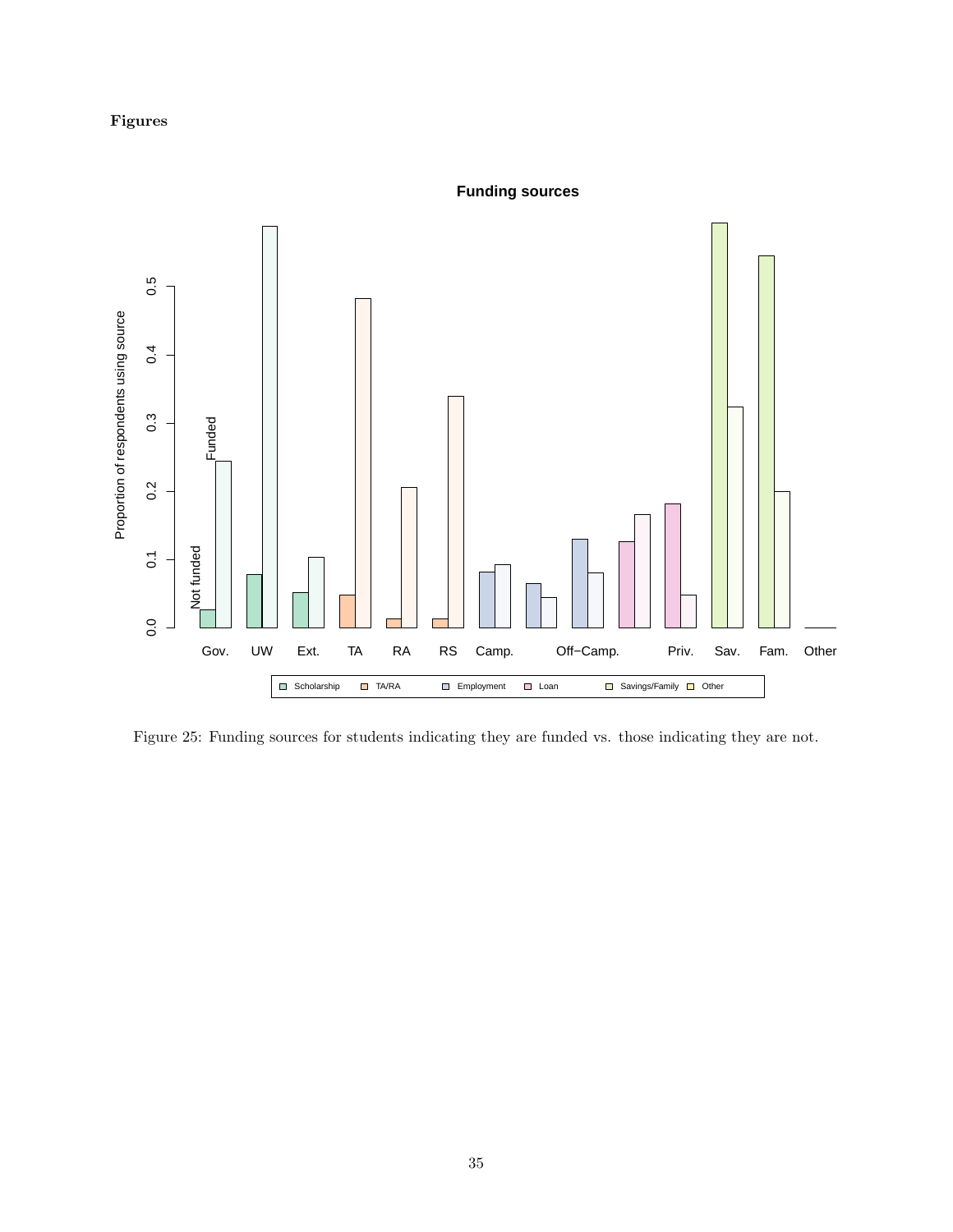**Figures**

Figure 25: Funding sources for students indicating they are funded vs. those indicating they are not.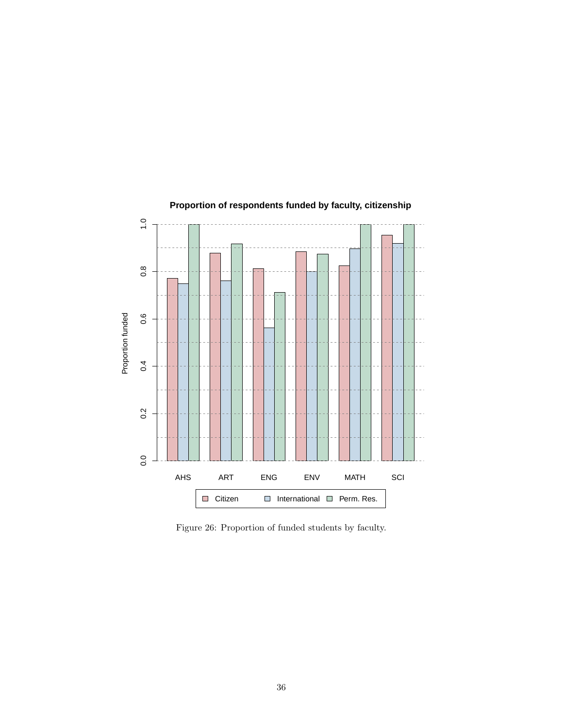Figure 26: Proportion of funded students by faculty.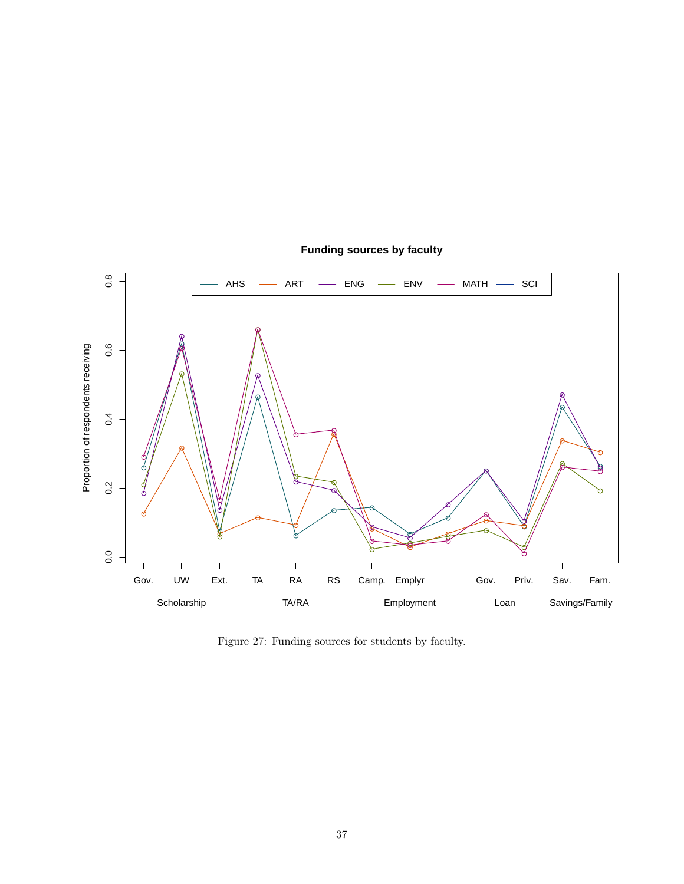Figure 27: Funding sources for students by faculty.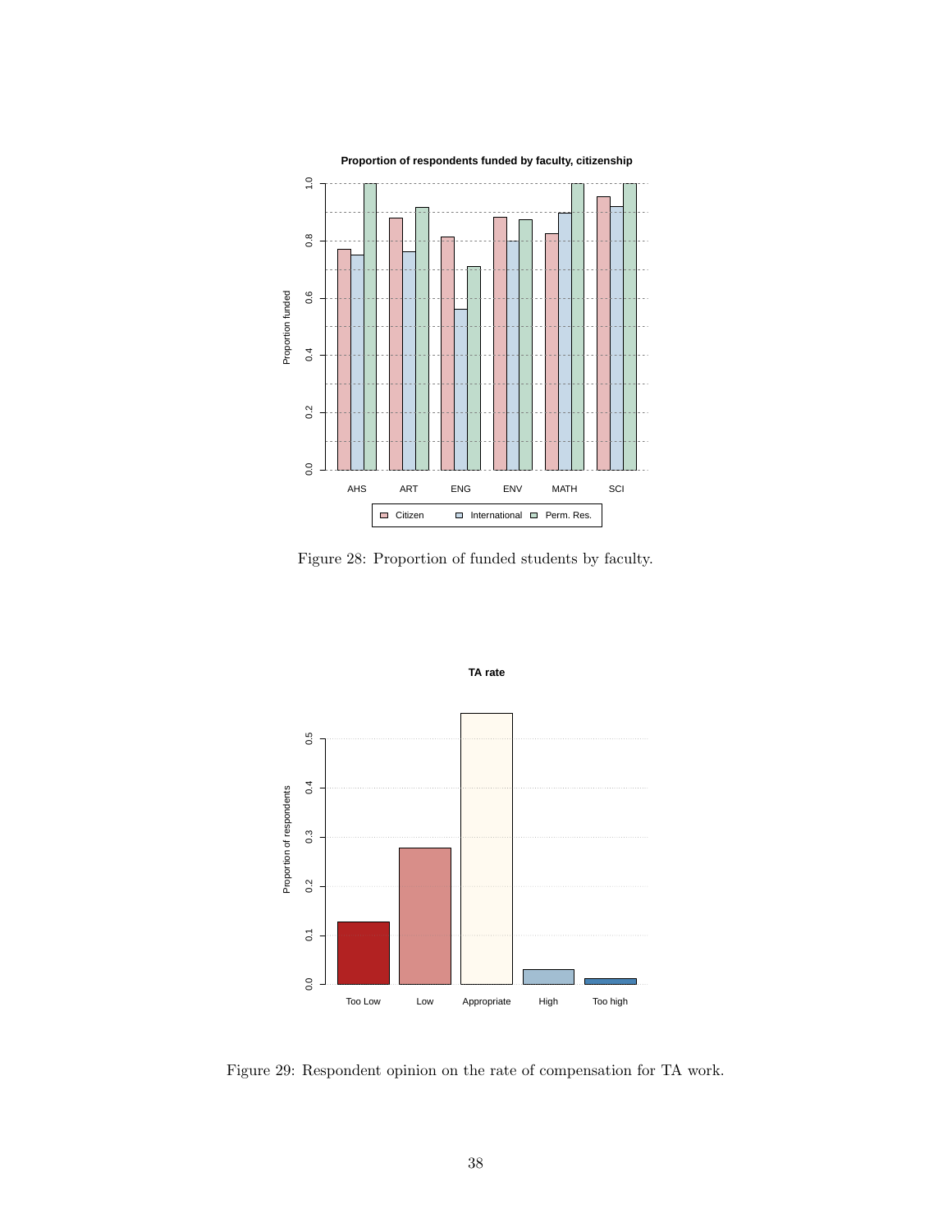Figure 28: Proportion of funded students by faculty.

Figure 29: Respondent opinion on the rate of compensation for TA work.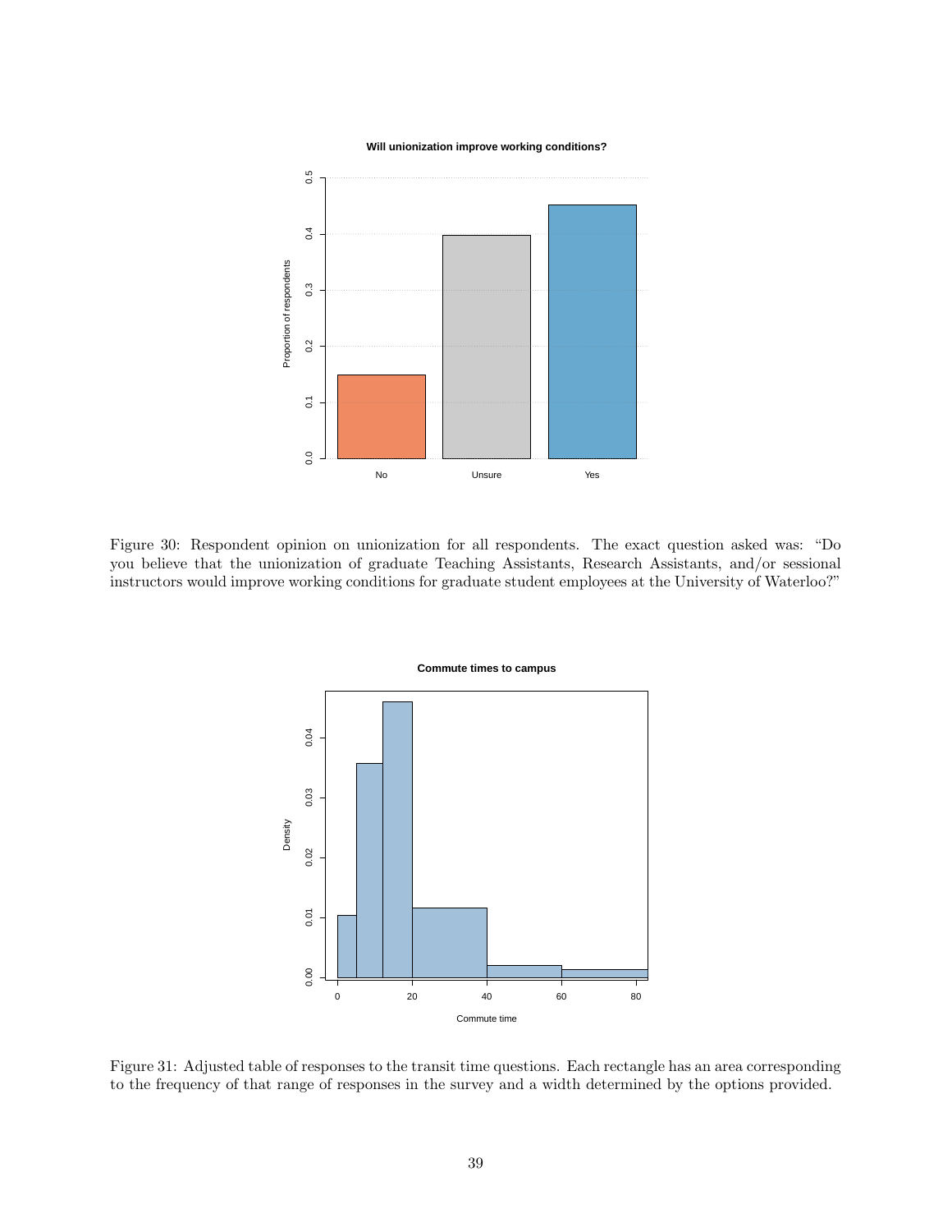Figure 30: Respondent opinion on unionization for all respondents. The exact question asked was: "Do you believe that the unionization of graduate Teaching Assistants, Research Assistants, and/or sessional instructors would improve working conditions for graduate student employees at the University of Waterloo?"

Figure 31: Adjusted table of responses to the transit time questions. Each rectangle has an area corresponding to the frequency of that range of responses in the survey and a width determined by the options provided.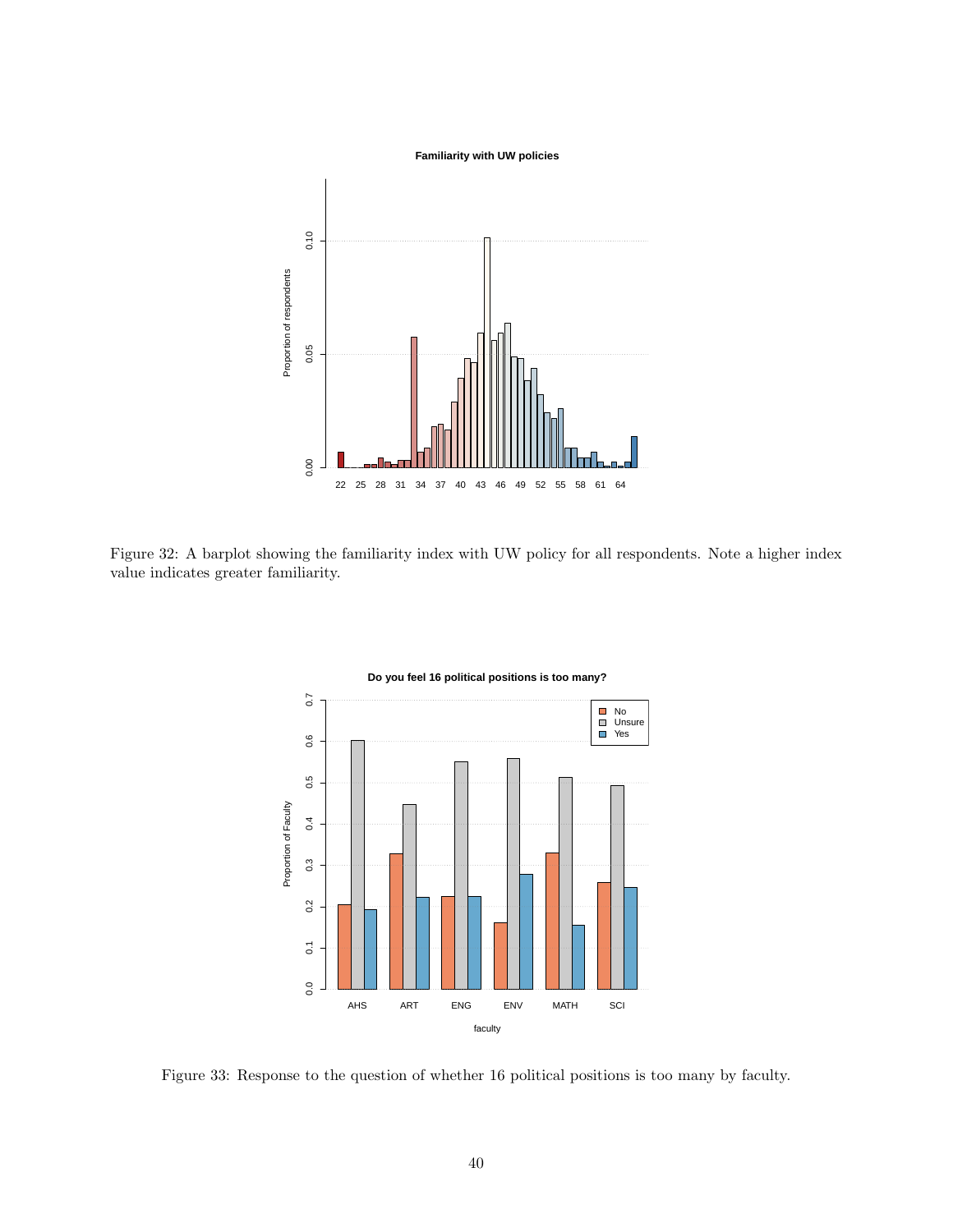Figure 32: A barplot showing the familiarity index with UW policy for all respondents. Note a higher index value indicates greater familiarity.

Figure 33: Response to the question of whether 16 political positions is too many by faculty.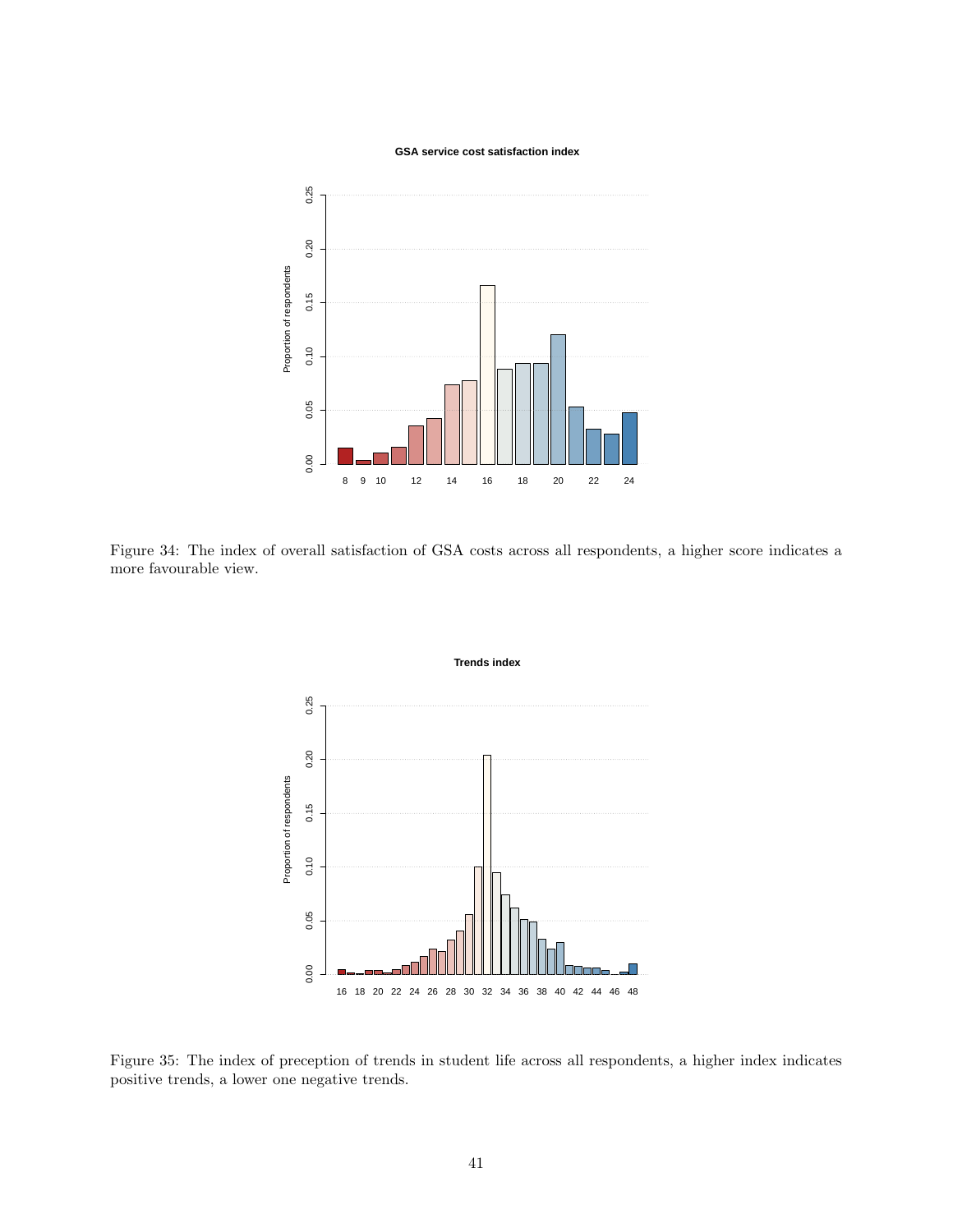Figure 34: The index of overall satisfaction of GSA costs across all respondents, a higher score indicates a more favourable view.

Figure 35: The index of preception of trends in student life across all respondents, a higher index indicates positive trends, a lower one negative trends.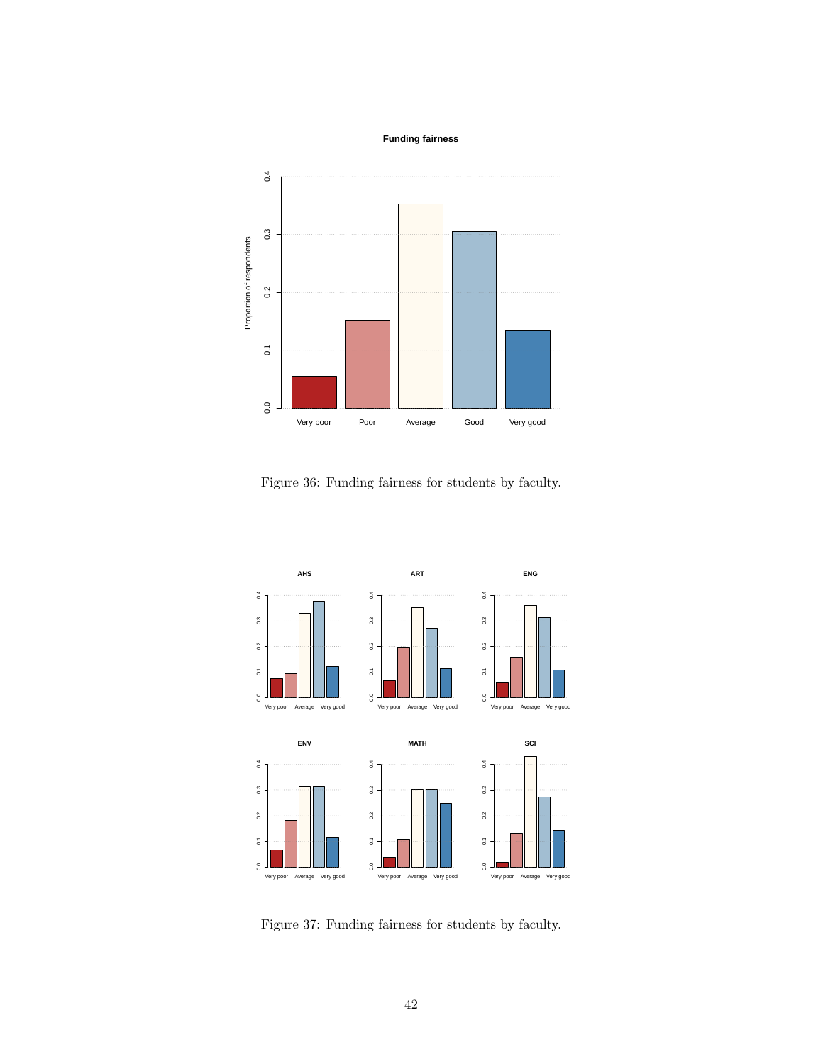Figure 36: Funding fairness for students by faculty.

Figure 37: Funding fairness for students by faculty.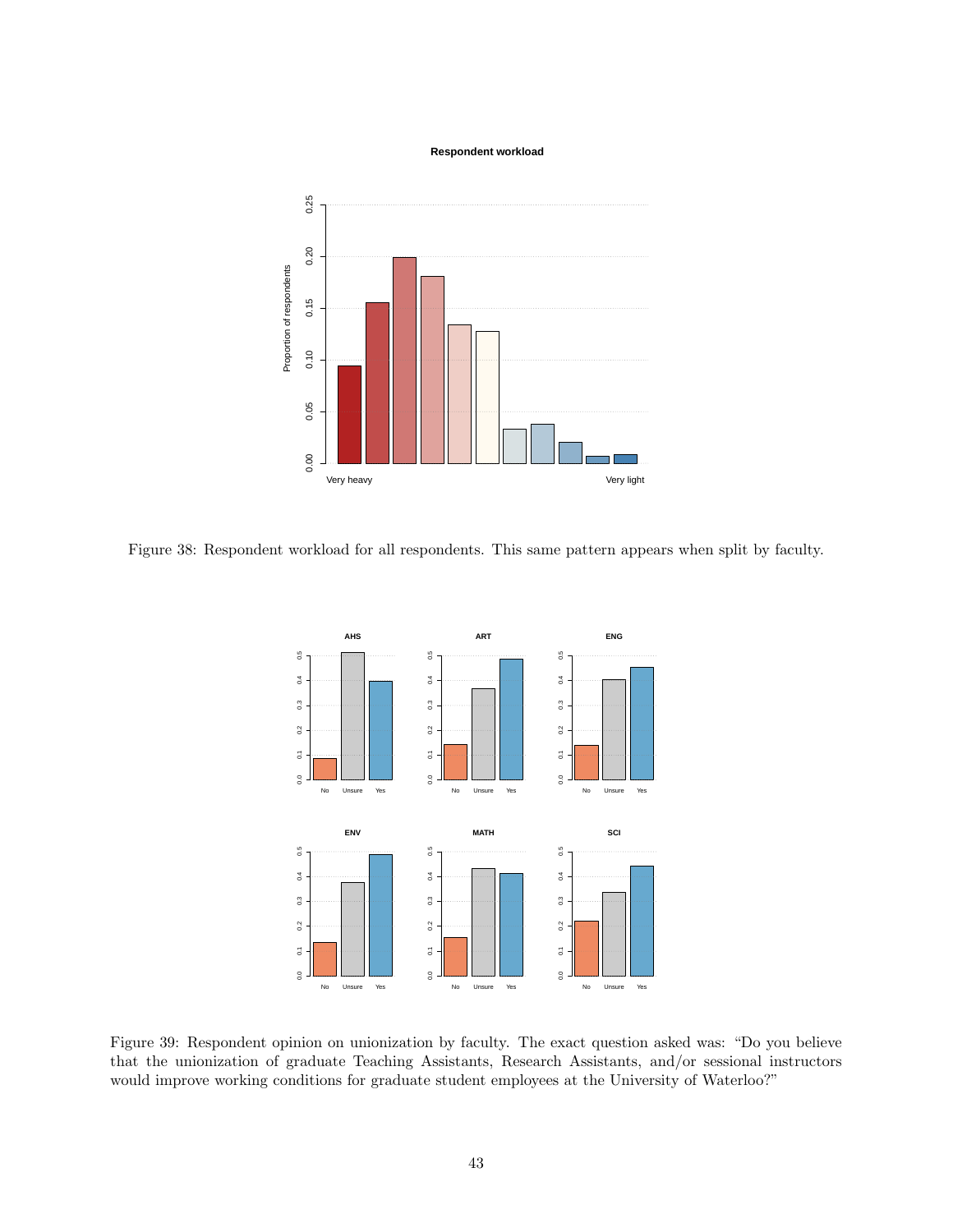Figure 38: Respondent workload for all respondents. This same pattern appears when split by faculty.

Figure 39: Respondent opinion on unionization by faculty. The exact question asked was: "Do you believe that the unionization of graduate Teaching Assistants, Research Assistants, and/or sessional instructors would improve working conditions for graduate student employees at the University of Waterloo?"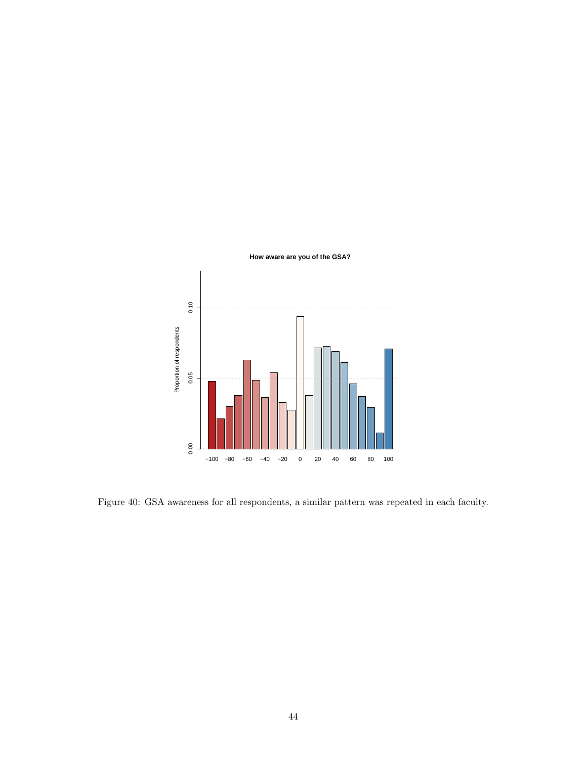How aware are you of the GSA?

Proportion of respondents

0.00

0.05

0.10

−100 −80 −60 −40 −20 0 20 40 60 80 100

Figure 40: GSA awareness for all respondents, a similar pattern was repeated in each faculty.